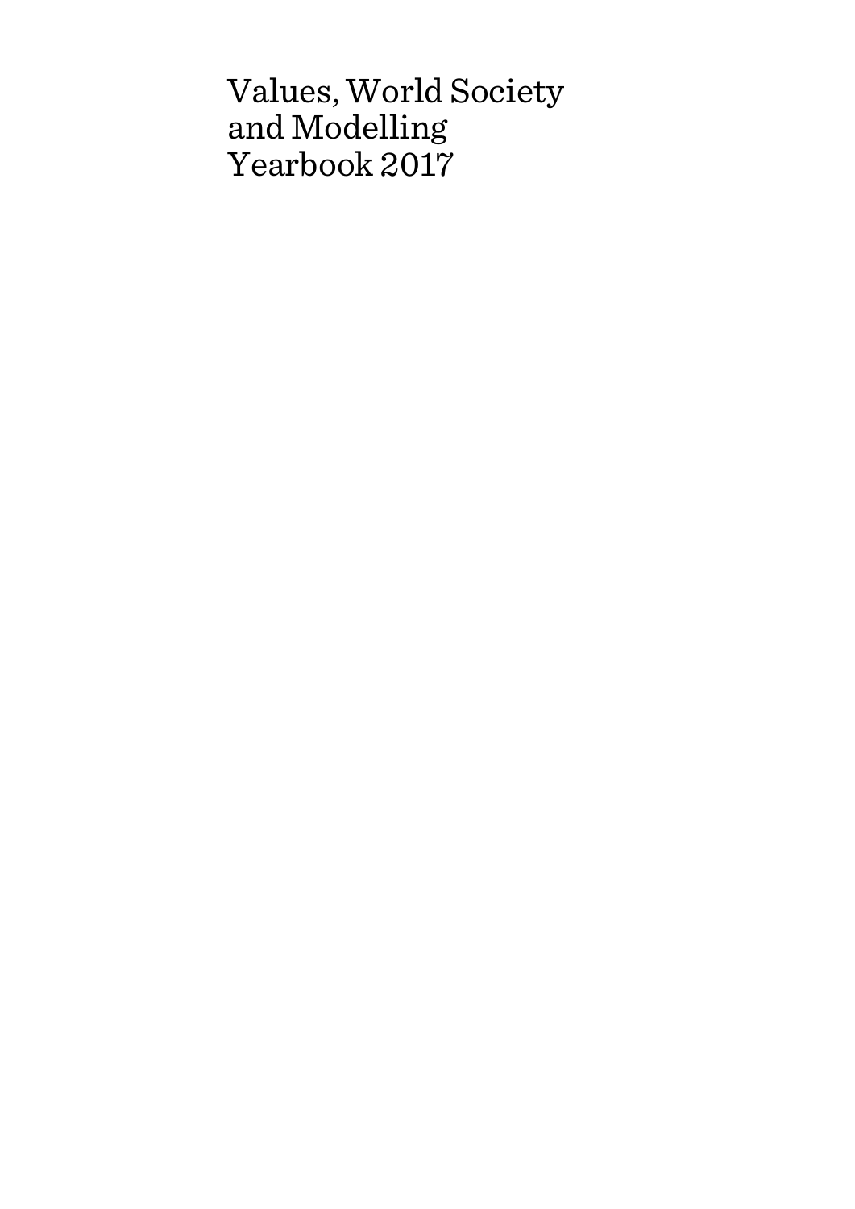# Values, World Society and Modelling Yearbook 2017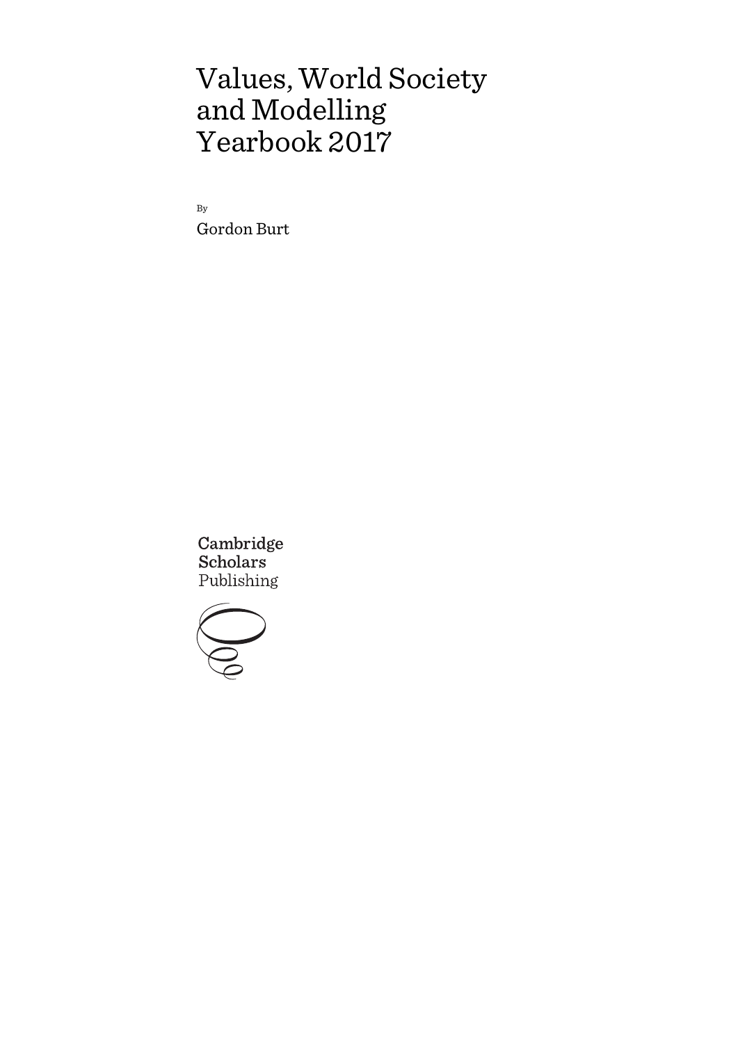# Values, World Society and Modelling Yearbook 2017

By

Gordon Burt

Cambridge Scholars Publishing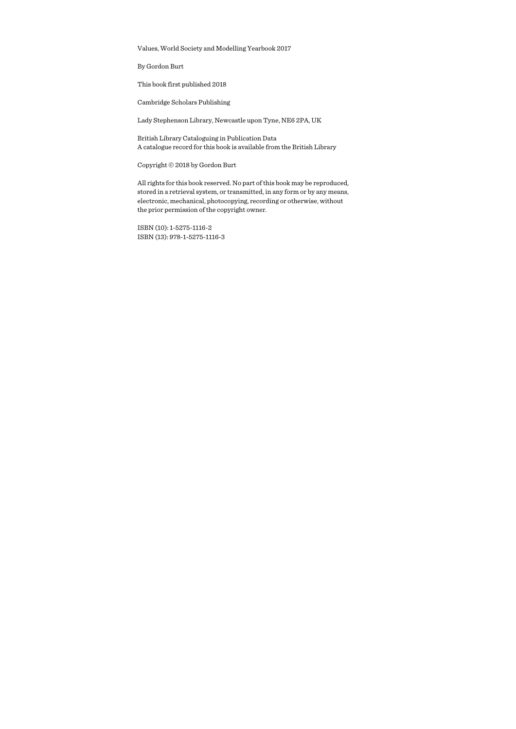Values, World Society and Modelling Yearbook 2017

By Gordon Burt

This book first published 2018

Cambridge Scholars Publishing

Lady Stephenson Library, Newcastle upon Tyne, NE6 2PA, UK

British Library Cataloguing in Publication Data
A catalogue record for this book is available from the British Library

Copyright © 2018 by Gordon Burt

All rights for this book reserved. No part of this book may be reproduced, stored in a retrieval system, or transmitted, in any form or by any means, electronic, mechanical, photocopying, recording or otherwise, without the prior permission of the copyright owner.

ISBN (10): 1-5275-1116-2
ISBN (13): 978-1-5275-1116-3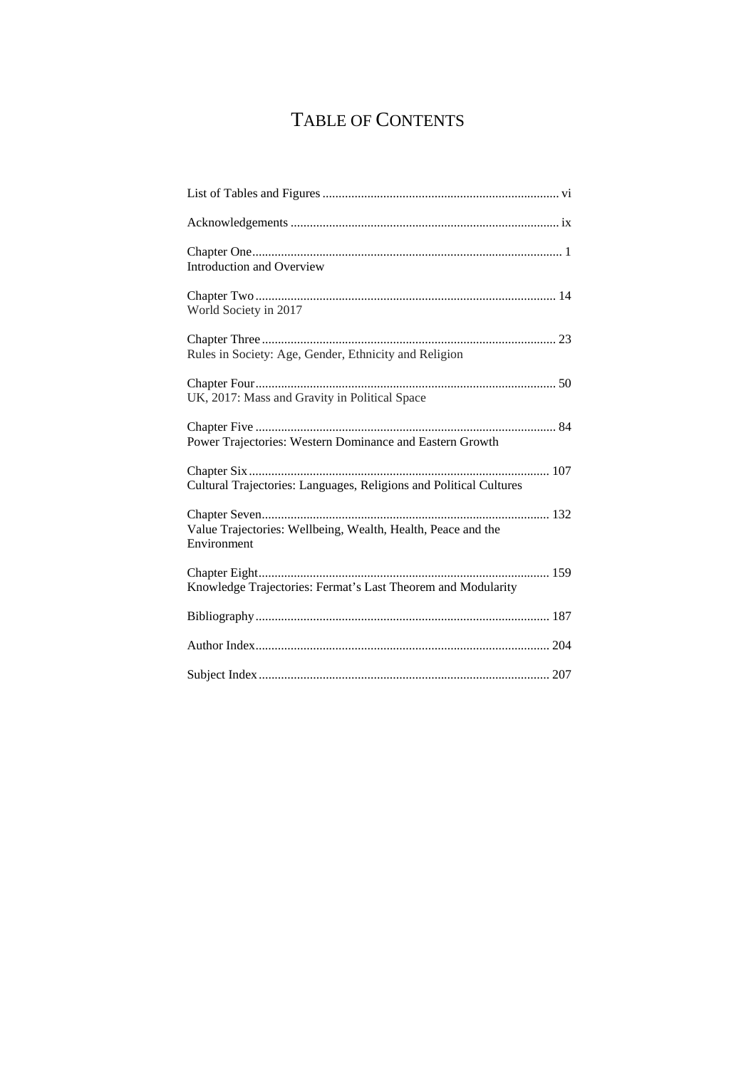# TABLE OF CONTENTS

List of Tables and Figures ........................................................................ vi

Acknowledgements ................................................................................. ix

Chapter One............................................................................................ 1
Introduction and Overview

Chapter Two .......................................................................................... 14
World Society in 2017

Chapter Three ........................................................................................ 23
Rules in Society: Age, Gender, Ethnicity and Religion

Chapter Four.......................................................................................... 50
UK, 2017: Mass and Gravity in Political Space

Chapter Five .......................................................................................... 84
Power Trajectories: Western Dominance and Eastern Growth

Chapter Six .......................................................................................... 107
Cultural Trajectories: Languages, Religions and Political Cultures

Chapter Seven....................................................................................... 132
Value Trajectories: Wellbeing, Wealth, Health, Peace and the Environment

Chapter Eight........................................................................................ 159
Knowledge Trajectories: Fermat's Last Theorem and Modularity

Bibliography......................................................................................... 187

Author Index......................................................................................... 204

Subject Index ........................................................................................ 207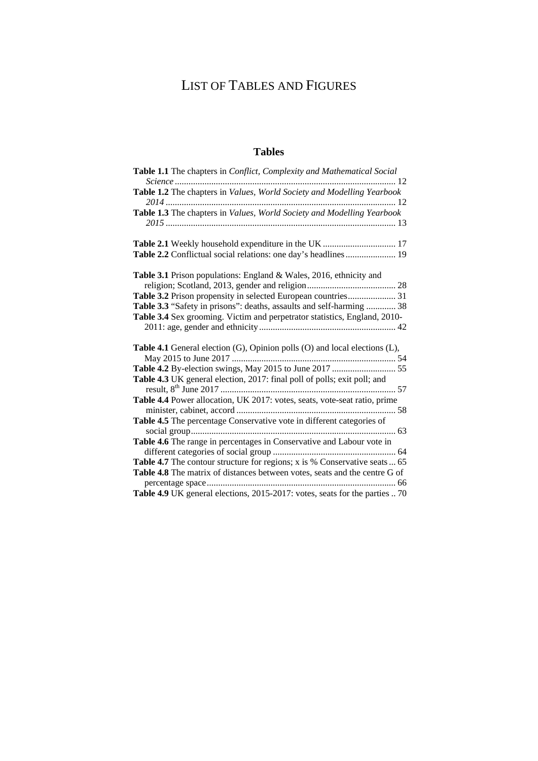# LIST OF TABLES AND FIGURES

## Tables

**Table 1.1** The chapters in *Conflict, Complexity and Mathematical Social Science* ........ 12
**Table 1.2** The chapters in *Values, World Society and Modelling Yearbook 2014* ........ 12
**Table 1.3** The chapters in *Values, World Society and Modelling Yearbook 2015* ........ 13

**Table 2.1** Weekly household expenditure in the UK ........ 17
**Table 2.2** Conflictual social relations: one day's headlines ........ 19

**Table 3.1** Prison populations: England & Wales, 2016, ethnicity and religion; Scotland, 2013, gender and religion ........ 28
**Table 3.2** Prison propensity in selected European countries ........ 31
**Table 3.3** "Safety in prisons": deaths, assaults and self-harming ........ 38
**Table 3.4** Sex grooming. Victim and perpetrator statistics, England, 2010-2011: age, gender and ethnicity ........ 42

**Table 4.1** General election (G), Opinion polls (O) and local elections (L), May 2015 to June 2017 ........ 54
**Table 4.2** By-election swings, May 2015 to June 2017 ........ 55
**Table 4.3** UK general election, 2017: final poll of polls; exit poll; and result, 8th June 2017 ........ 57
**Table 4.4** Power allocation, UK 2017: votes, seats, vote-seat ratio, prime minister, cabinet, accord ........ 58
**Table 4.5** The percentage Conservative vote in different categories of social group ........ 63
**Table 4.6** The range in percentages in Conservative and Labour vote in different categories of social group ........ 64
**Table 4.7** The contour structure for regions; x is % Conservative seats ... 65
**Table 4.8** The matrix of distances between votes, seats and the centre G of percentage space ........ 66
**Table 4.9** UK general elections, 2015-2017: votes, seats for the parties .. 70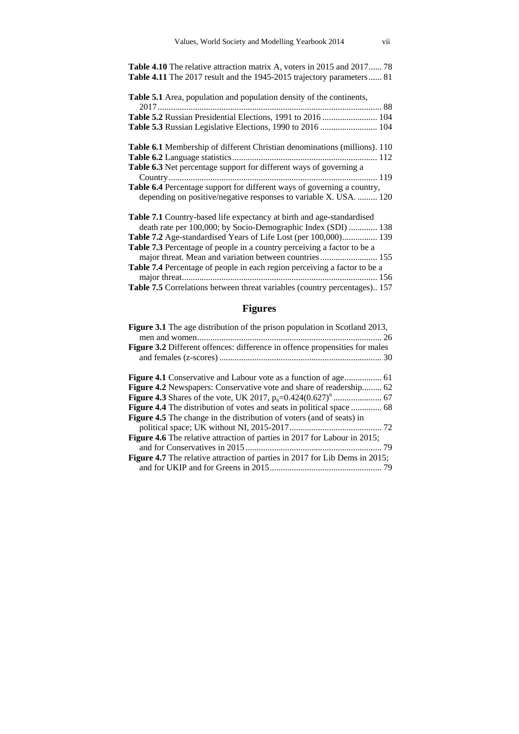**Table 4.10** The relative attraction matrix A, voters in 2015 and 2017...... 78

**Table 4.11** The 2017 result and the 1945-2015 trajectory parameters...... 81

**Table 5.1** Area, population and population density of the continents, 2017...................................................................................................... 88

**Table 5.2** Russian Presidential Elections, 1991 to 2016 ......................... 104

**Table 5.3** Russian Legislative Elections, 1990 to 2016 .......................... 104

**Table 6.1** Membership of different Christian denominations (millions). 110

**Table 6.2** Language statistics................................................................. 112

**Table 6.3** Net percentage support for different ways of governing a Country.............................................................................................. 119

**Table 6.4** Percentage support for different ways of governing a country, depending on positive/negative responses to variable X. USA. ......... 120

**Table 7.1** Country-based life expectancy at birth and age-standardised death rate per 100,000; by Socio-Demographic Index (SDI) ............. 138

**Table 7.2** Age-standardised Years of Life Lost (per 100,000)................ 139

**Table 7.3** Percentage of people in a country perceiving a factor to be a major threat. Mean and variation between countries.......................... 155

**Table 7.4** Percentage of people in each region perceiving a factor to be a major threat......................................................................................... 156

**Table 7.5** Correlations between threat variables (country percentages).. 157

## Figures

**Figure 3.1** The age distribution of the prison population in Scotland 2013, men and women................................................................................... 26

**Figure 3.2** Different offences: difference in offence propensities for males and females (z-scores)......................................................................... 30

**Figure 4.1** Conservative and Labour vote as a function of age................ 61

**Figure 4.2** Newspapers: Conservative vote and share of readership......... 62

**Figure 4.3** Shares of the vote, UK 2017, $p_n$=0.424(0.627)$^n$ ...................... 67

**Figure 4.4** The distribution of votes and seats in political space .............. 68

**Figure 4.5** The change in the distribution of voters (and of seats) in political space; UK without NI, 2015-2017.......................................... 72

**Figure 4.6** The relative attraction of parties in 2017 for Labour in 2015; and for Conservatives in 2015............................................................. 79

**Figure 4.7** The relative attraction of parties in 2017 for Lib Dems in 2015; and for UKIP and for Greens in 2015.................................................. 79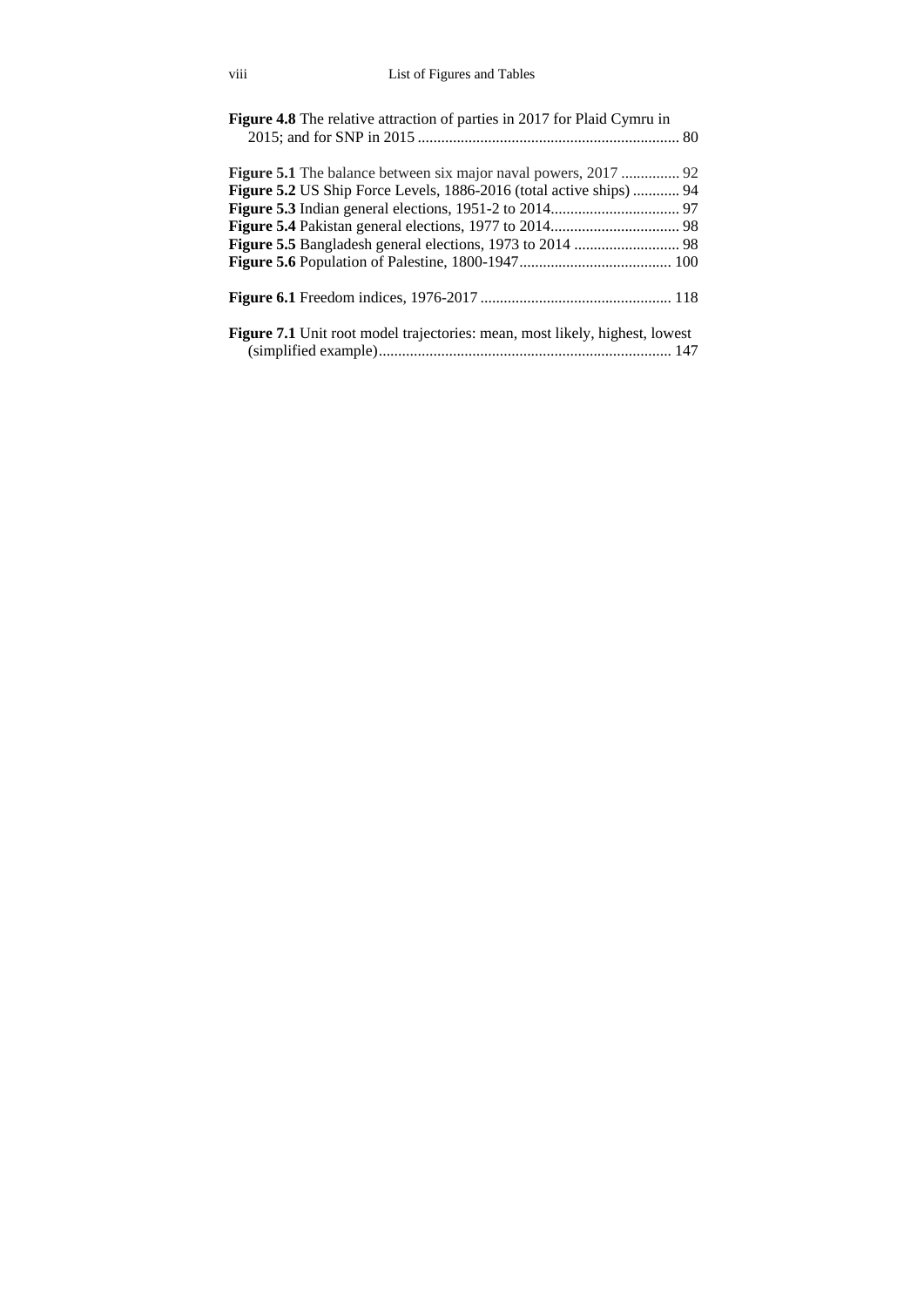**Figure 4.8** The relative attraction of parties in 2017 for Plaid Cymru in 2015; and for SNP in 2015 ........................................................................ 80

**Figure 5.1** The balance between six major naval powers, 2017 ............... 92
**Figure 5.2** US Ship Force Levels, 1886-2016 (total active ships) ............ 94
**Figure 5.3** Indian general elections, 1951-2 to 2014................................ 97
**Figure 5.4** Pakistan general elections, 1977 to 2014................................. 98
**Figure 5.5** Bangladesh general elections, 1973 to 2014 ........................... 98
**Figure 5.6** Population of Palestine, 1800-1947....................................... 100

**Figure 6.1** Freedom indices, 1976-2017 ................................................. 118

**Figure 7.1** Unit root model trajectories: mean, most likely, highest, lowest (simplified example)........................................................................... 147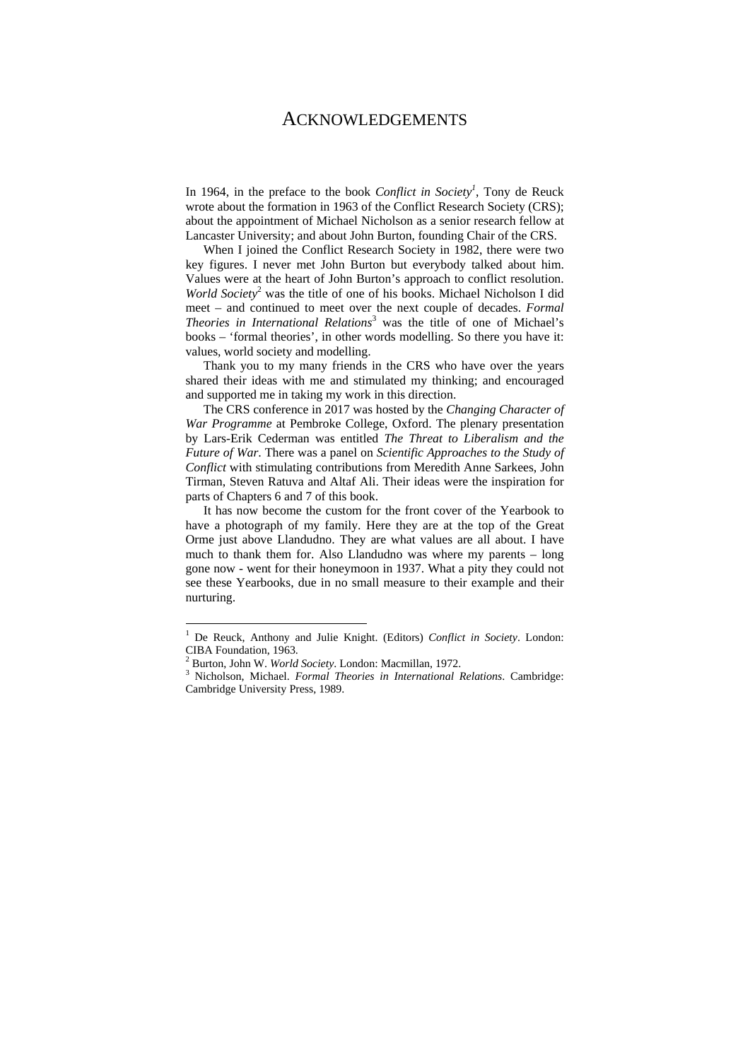# ACKNOWLEDGEMENTS

In 1964, in the preface to the book *Conflict in Society*[1], Tony de Reuck wrote about the formation in 1963 of the Conflict Research Society (CRS); about the appointment of Michael Nicholson as a senior research fellow at Lancaster University; and about John Burton, founding Chair of the CRS.

When I joined the Conflict Research Society in 1982, there were two key figures. I never met John Burton but everybody talked about him. Values were at the heart of John Burton's approach to conflict resolution. *World Society*[2] was the title of one of his books. Michael Nicholson I did meet – and continued to meet over the next couple of decades. *Formal Theories in International Relations*[3] was the title of one of Michael's books – 'formal theories', in other words modelling. So there you have it: values, world society and modelling.

Thank you to my many friends in the CRS who have over the years shared their ideas with me and stimulated my thinking; and encouraged and supported me in taking my work in this direction.

The CRS conference in 2017 was hosted by the *Changing Character of War Programme* at Pembroke College, Oxford. The plenary presentation by Lars-Erik Cederman was entitled *The Threat to Liberalism and the Future of War*. There was a panel on *Scientific Approaches to the Study of Conflict* with stimulating contributions from Meredith Anne Sarkees, John Tirman, Steven Ratuva and Altaf Ali. Their ideas were the inspiration for parts of Chapters 6 and 7 of this book.

It has now become the custom for the front cover of the Yearbook to have a photograph of my family. Here they are at the top of the Great Orme just above Llandudno. They are what values are all about. I have much to thank them for. Also Llandudno was where my parents – long gone now - went for their honeymoon in 1937. What a pity they could not see these Yearbooks, due in no small measure to their example and their nurturing.

---

[1] De Reuck, Anthony and Julie Knight. (Editors) *Conflict in Society*. London: CIBA Foundation, 1963.

[2] Burton, John W. *World Society*. London: Macmillan, 1972.

[3] Nicholson, Michael. *Formal Theories in International Relations*. Cambridge: Cambridge University Press, 1989.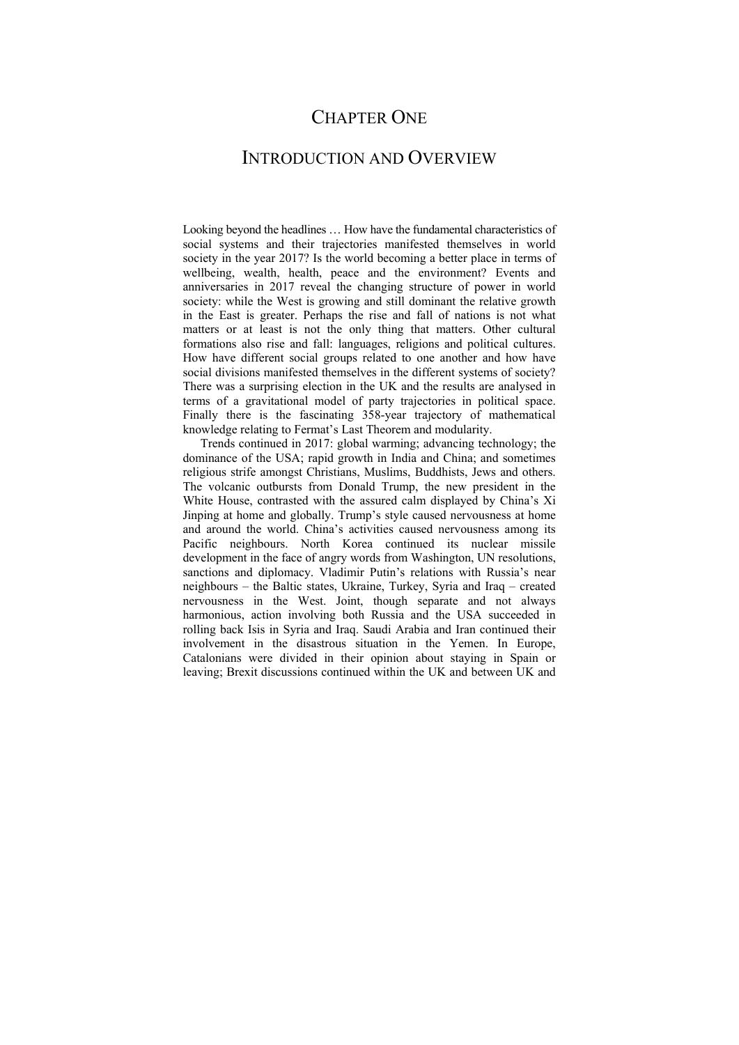# CHAPTER ONE

# INTRODUCTION AND OVERVIEW

Looking beyond the headlines … How have the fundamental characteristics of social systems and their trajectories manifested themselves in world society in the year 2017? Is the world becoming a better place in terms of wellbeing, wealth, health, peace and the environment? Events and anniversaries in 2017 reveal the changing structure of power in world society: while the West is growing and still dominant the relative growth in the East is greater. Perhaps the rise and fall of nations is not what matters or at least is not the only thing that matters. Other cultural formations also rise and fall: languages, religions and political cultures. How have different social groups related to one another and how have social divisions manifested themselves in the different systems of society? There was a surprising election in the UK and the results are analysed in terms of a gravitational model of party trajectories in political space. Finally there is the fascinating 358-year trajectory of mathematical knowledge relating to Fermat's Last Theorem and modularity.

Trends continued in 2017: global warming; advancing technology; the dominance of the USA; rapid growth in India and China; and sometimes religious strife amongst Christians, Muslims, Buddhists, Jews and others. The volcanic outbursts from Donald Trump, the new president in the White House, contrasted with the assured calm displayed by China's Xi Jinping at home and globally. Trump's style caused nervousness at home and around the world. China's activities caused nervousness among its Pacific neighbours. North Korea continued its nuclear missile development in the face of angry words from Washington, UN resolutions, sanctions and diplomacy. Vladimir Putin's relations with Russia's near neighbours – the Baltic states, Ukraine, Turkey, Syria and Iraq – created nervousness in the West. Joint, though separate and not always harmonious, action involving both Russia and the USA succeeded in rolling back Isis in Syria and Iraq. Saudi Arabia and Iran continued their involvement in the disastrous situation in the Yemen. In Europe, Catalonians were divided in their opinion about staying in Spain or leaving; Brexit discussions continued within the UK and between UK and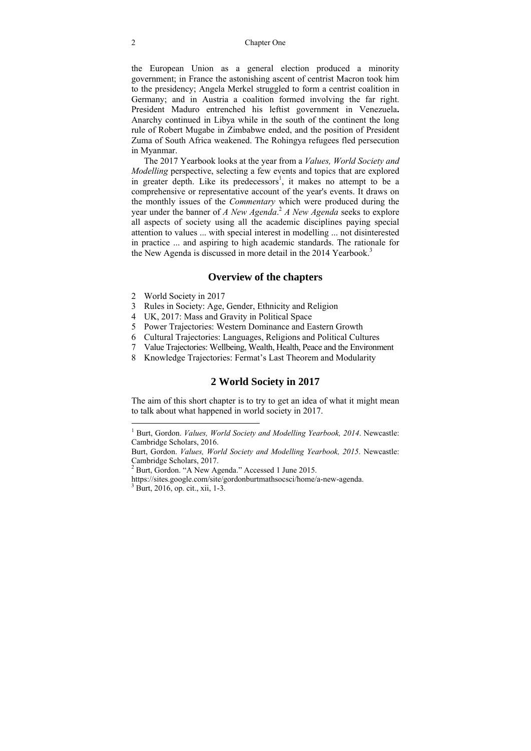the European Union as a general election produced a minority government; in France the astonishing ascent of centrist Macron took him to the presidency; Angela Merkel struggled to form a centrist coalition in Germany; and in Austria a coalition formed involving the far right. President Maduro entrenched his leftist government in Venezuela**.** Anarchy continued in Libya while in the south of the continent the long rule of Robert Mugabe in Zimbabwe ended, and the position of President Zuma of South Africa weakened. The Rohingya refugees fled persecution in Myanmar.

The 2017 Yearbook looks at the year from a *Values, World Society and Modelling* perspective, selecting a few events and topics that are explored in greater depth. Like its predecessors[1], it makes no attempt to be a comprehensive or representative account of the year's events. It draws on the monthly issues of the *Commentary* which were produced during the year under the banner of *A New Agenda*.[2] *A New Agenda* seeks to explore all aspects of society using all the academic disciplines paying special attention to values ... with special interest in modelling ... not disinterested in practice ... and aspiring to high academic standards. The rationale for the New Agenda is discussed in more detail in the 2014 Yearbook.[3]

## Overview of the chapters

2 World Society in 2017
3 Rules in Society: Age, Gender, Ethnicity and Religion
4 UK, 2017: Mass and Gravity in Political Space
5 Power Trajectories: Western Dominance and Eastern Growth
6 Cultural Trajectories: Languages, Religions and Political Cultures
7 Value Trajectories: Wellbeing, Wealth, Health, Peace and the Environment
8 Knowledge Trajectories: Fermat's Last Theorem and Modularity

## 2 World Society in 2017

The aim of this short chapter is to try to get an idea of what it might mean to talk about what happened in world society in 2017.

---

[1] Burt, Gordon. *Values, World Society and Modelling Yearbook, 2014*. Newcastle: Cambridge Scholars, 2016.
Burt, Gordon. *Values, World Society and Modelling Yearbook, 2015*. Newcastle: Cambridge Scholars, 2017.
[2] Burt, Gordon. "A New Agenda." Accessed 1 June 2015.
https://sites.google.com/site/gordonburtmathsocsci/home/a-new-agenda.
[3] Burt, 2016, op. cit., xii, 1-3.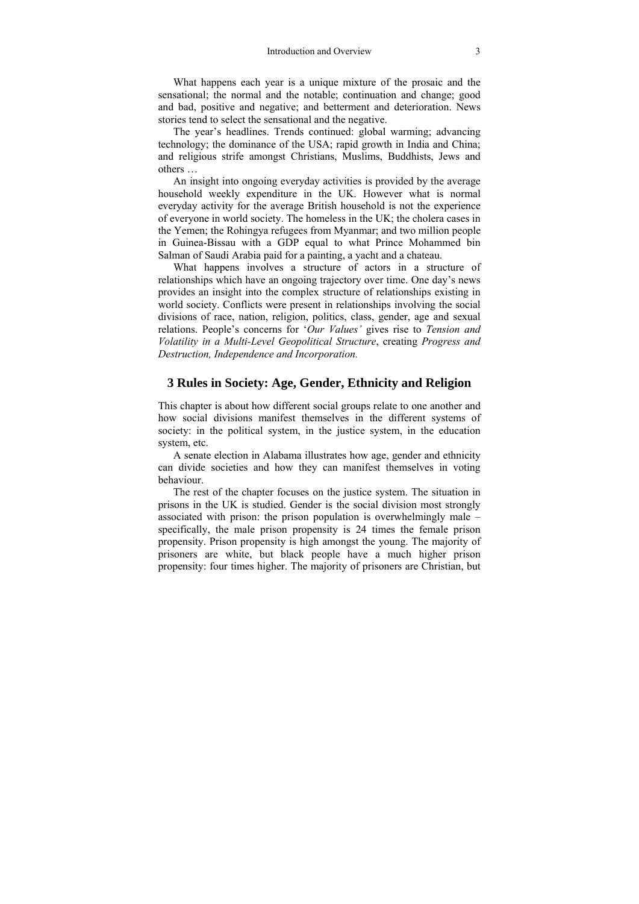What happens each year is a unique mixture of the prosaic and the sensational; the normal and the notable; continuation and change; good and bad, positive and negative; and betterment and deterioration. News stories tend to select the sensational and the negative.

The year's headlines. Trends continued: global warming; advancing technology; the dominance of the USA; rapid growth in India and China; and religious strife amongst Christians, Muslims, Buddhists, Jews and others …

An insight into ongoing everyday activities is provided by the average household weekly expenditure in the UK. However what is normal everyday activity for the average British household is not the experience of everyone in world society. The homeless in the UK; the cholera cases in the Yemen; the Rohingya refugees from Myanmar; and two million people in Guinea-Bissau with a GDP equal to what Prince Mohammed bin Salman of Saudi Arabia paid for a painting, a yacht and a chateau.

What happens involves a structure of actors in a structure of relationships which have an ongoing trajectory over time. One day's news provides an insight into the complex structure of relationships existing in world society. Conflicts were present in relationships involving the social divisions of race, nation, religion, politics, class, gender, age and sexual relations. People's concerns for '*Our Values'* gives rise to *Tension and Volatility in a Multi-Level Geopolitical Structure*, creating *Progress and Destruction, Independence and Incorporation.*

## 3 Rules in Society: Age, Gender, Ethnicity and Religion

This chapter is about how different social groups relate to one another and how social divisions manifest themselves in the different systems of society: in the political system, in the justice system, in the education system, etc.

A senate election in Alabama illustrates how age, gender and ethnicity can divide societies and how they can manifest themselves in voting behaviour.

The rest of the chapter focuses on the justice system. The situation in prisons in the UK is studied. Gender is the social division most strongly associated with prison: the prison population is overwhelmingly male – specifically, the male prison propensity is 24 times the female prison propensity. Prison propensity is high amongst the young. The majority of prisoners are white, but black people have a much higher prison propensity: four times higher. The majority of prisoners are Christian, but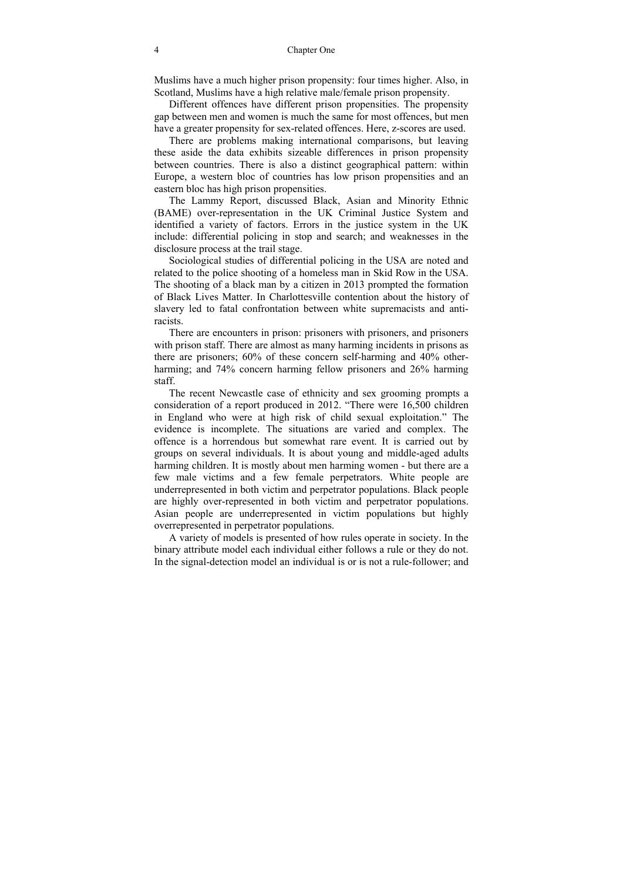Muslims have a much higher prison propensity: four times higher. Also, in Scotland, Muslims have a high relative male/female prison propensity.

Different offences have different prison propensities. The propensity gap between men and women is much the same for most offences, but men have a greater propensity for sex-related offences. Here, z-scores are used.

There are problems making international comparisons, but leaving these aside the data exhibits sizeable differences in prison propensity between countries. There is also a distinct geographical pattern: within Europe, a western bloc of countries has low prison propensities and an eastern bloc has high prison propensities.

The Lammy Report, discussed Black, Asian and Minority Ethnic (BAME) over-representation in the UK Criminal Justice System and identified a variety of factors. Errors in the justice system in the UK include: differential policing in stop and search; and weaknesses in the disclosure process at the trail stage.

Sociological studies of differential policing in the USA are noted and related to the police shooting of a homeless man in Skid Row in the USA. The shooting of a black man by a citizen in 2013 prompted the formation of Black Lives Matter. In Charlottesville contention about the history of slavery led to fatal confrontation between white supremacists and anti-racists.

There are encounters in prison: prisoners with prisoners, and prisoners with prison staff. There are almost as many harming incidents in prisons as there are prisoners; 60% of these concern self-harming and 40% other-harming; and 74% concern harming fellow prisoners and 26% harming staff.

The recent Newcastle case of ethnicity and sex grooming prompts a consideration of a report produced in 2012. "There were 16,500 children in England who were at high risk of child sexual exploitation." The evidence is incomplete. The situations are varied and complex. The offence is a horrendous but somewhat rare event. It is carried out by groups on several individuals. It is about young and middle-aged adults harming children. It is mostly about men harming women - but there are a few male victims and a few female perpetrators. White people are underrepresented in both victim and perpetrator populations. Black people are highly over-represented in both victim and perpetrator populations. Asian people are underrepresented in victim populations but highly overrepresented in perpetrator populations.

A variety of models is presented of how rules operate in society. In the binary attribute model each individual either follows a rule or they do not. In the signal-detection model an individual is or is not a rule-follower; and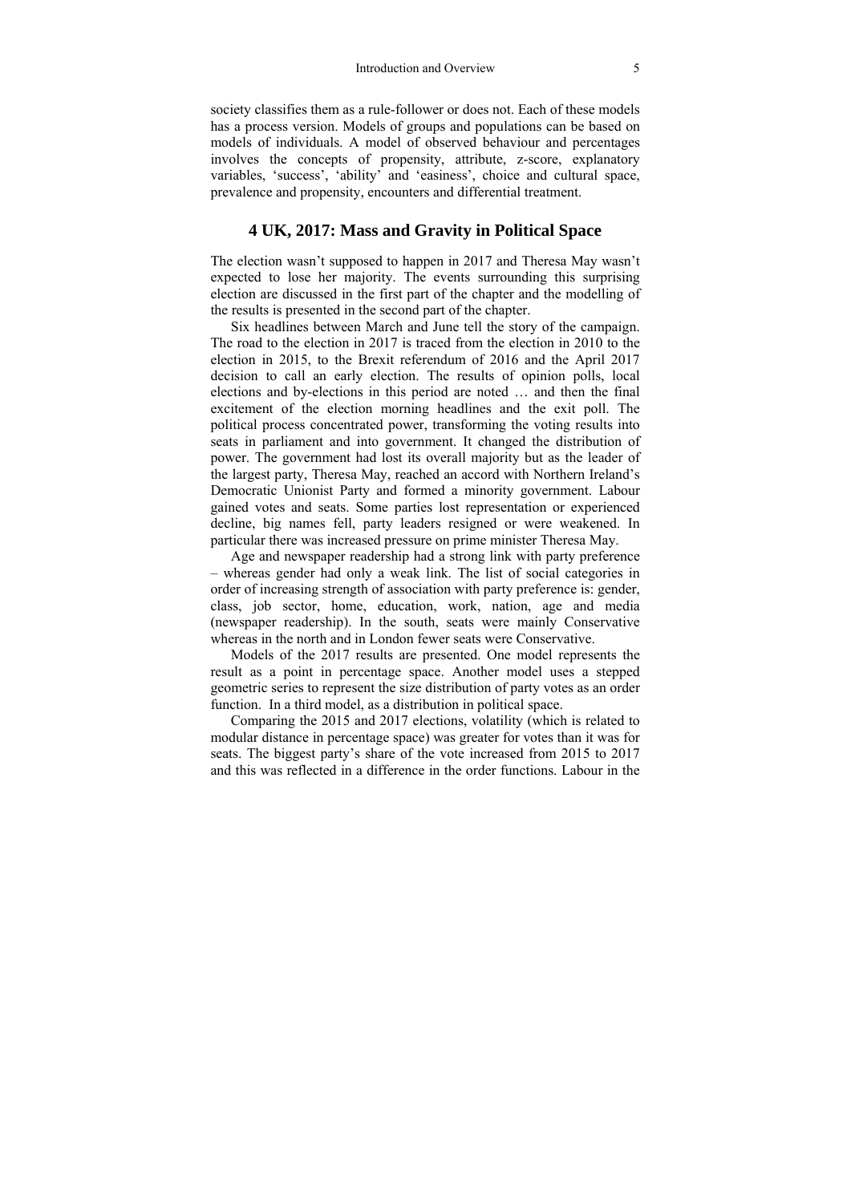society classifies them as a rule-follower or does not. Each of these models has a process version. Models of groups and populations can be based on models of individuals. A model of observed behaviour and percentages involves the concepts of propensity, attribute, z-score, explanatory variables, 'success', 'ability' and 'easiness', choice and cultural space, prevalence and propensity, encounters and differential treatment.

## 4 UK, 2017: Mass and Gravity in Political Space

The election wasn't supposed to happen in 2017 and Theresa May wasn't expected to lose her majority. The events surrounding this surprising election are discussed in the first part of the chapter and the modelling of the results is presented in the second part of the chapter.

Six headlines between March and June tell the story of the campaign. The road to the election in 2017 is traced from the election in 2010 to the election in 2015, to the Brexit referendum of 2016 and the April 2017 decision to call an early election. The results of opinion polls, local elections and by-elections in this period are noted … and then the final excitement of the election morning headlines and the exit poll. The political process concentrated power, transforming the voting results into seats in parliament and into government. It changed the distribution of power. The government had lost its overall majority but as the leader of the largest party, Theresa May, reached an accord with Northern Ireland's Democratic Unionist Party and formed a minority government. Labour gained votes and seats. Some parties lost representation or experienced decline, big names fell, party leaders resigned or were weakened. In particular there was increased pressure on prime minister Theresa May.

Age and newspaper readership had a strong link with party preference – whereas gender had only a weak link. The list of social categories in order of increasing strength of association with party preference is: gender, class, job sector, home, education, work, nation, age and media (newspaper readership). In the south, seats were mainly Conservative whereas in the north and in London fewer seats were Conservative.

Models of the 2017 results are presented. One model represents the result as a point in percentage space. Another model uses a stepped geometric series to represent the size distribution of party votes as an order function. In a third model, as a distribution in political space.

Comparing the 2015 and 2017 elections, volatility (which is related to modular distance in percentage space) was greater for votes than it was for seats. The biggest party's share of the vote increased from 2015 to 2017 and this was reflected in a difference in the order functions. Labour in the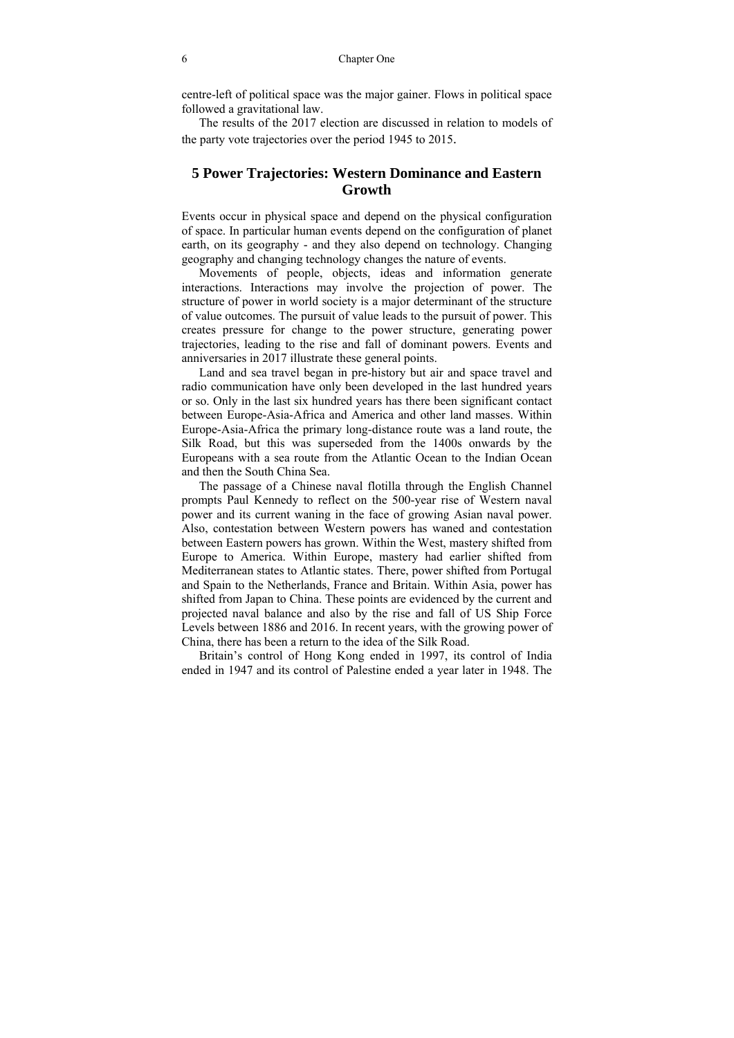centre-left of political space was the major gainer. Flows in political space followed a gravitational law.

The results of the 2017 election are discussed in relation to models of the party vote trajectories over the period 1945 to 2015.

## 5 Power Trajectories: Western Dominance and Eastern Growth

Events occur in physical space and depend on the physical configuration of space. In particular human events depend on the configuration of planet earth, on its geography - and they also depend on technology. Changing geography and changing technology changes the nature of events.

Movements of people, objects, ideas and information generate interactions. Interactions may involve the projection of power. The structure of power in world society is a major determinant of the structure of value outcomes. The pursuit of value leads to the pursuit of power. This creates pressure for change to the power structure, generating power trajectories, leading to the rise and fall of dominant powers. Events and anniversaries in 2017 illustrate these general points.

Land and sea travel began in pre-history but air and space travel and radio communication have only been developed in the last hundred years or so. Only in the last six hundred years has there been significant contact between Europe-Asia-Africa and America and other land masses. Within Europe-Asia-Africa the primary long-distance route was a land route, the Silk Road, but this was superseded from the 1400s onwards by the Europeans with a sea route from the Atlantic Ocean to the Indian Ocean and then the South China Sea.

The passage of a Chinese naval flotilla through the English Channel prompts Paul Kennedy to reflect on the 500-year rise of Western naval power and its current waning in the face of growing Asian naval power. Also, contestation between Western powers has waned and contestation between Eastern powers has grown. Within the West, mastery shifted from Europe to America. Within Europe, mastery had earlier shifted from Mediterranean states to Atlantic states. There, power shifted from Portugal and Spain to the Netherlands, France and Britain. Within Asia, power has shifted from Japan to China. These points are evidenced by the current and projected naval balance and also by the rise and fall of US Ship Force Levels between 1886 and 2016. In recent years, with the growing power of China, there has been a return to the idea of the Silk Road.

Britain's control of Hong Kong ended in 1997, its control of India ended in 1947 and its control of Palestine ended a year later in 1948. The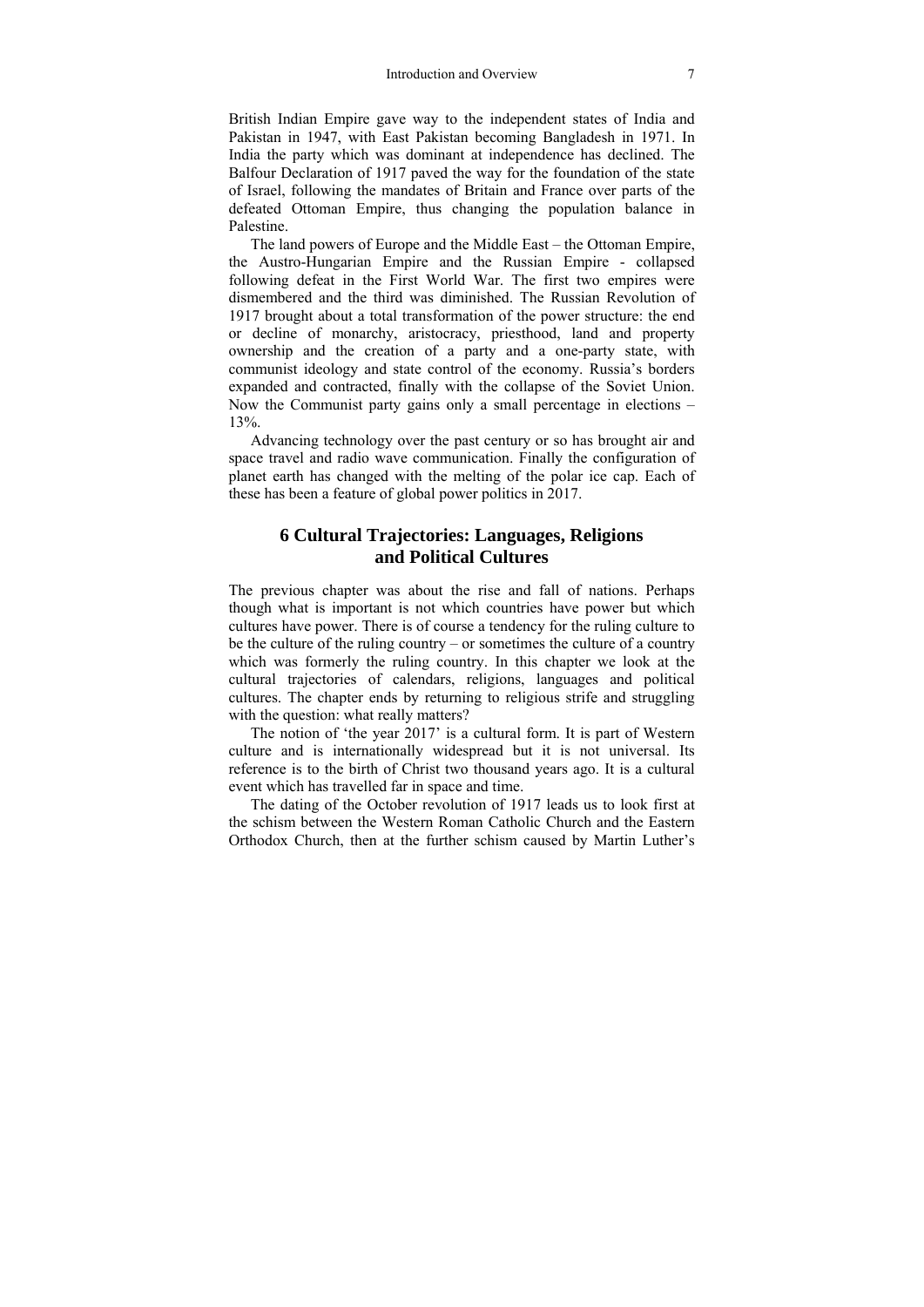British Indian Empire gave way to the independent states of India and Pakistan in 1947, with East Pakistan becoming Bangladesh in 1971. In India the party which was dominant at independence has declined. The Balfour Declaration of 1917 paved the way for the foundation of the state of Israel, following the mandates of Britain and France over parts of the defeated Ottoman Empire, thus changing the population balance in Palestine.

The land powers of Europe and the Middle East – the Ottoman Empire, the Austro-Hungarian Empire and the Russian Empire - collapsed following defeat in the First World War. The first two empires were dismembered and the third was diminished. The Russian Revolution of 1917 brought about a total transformation of the power structure: the end or decline of monarchy, aristocracy, priesthood, land and property ownership and the creation of a party and a one-party state, with communist ideology and state control of the economy. Russia's borders expanded and contracted, finally with the collapse of the Soviet Union. Now the Communist party gains only a small percentage in elections – 13%.

Advancing technology over the past century or so has brought air and space travel and radio wave communication. Finally the configuration of planet earth has changed with the melting of the polar ice cap. Each of these has been a feature of global power politics in 2017.

## 6 Cultural Trajectories: Languages, Religions and Political Cultures

The previous chapter was about the rise and fall of nations. Perhaps though what is important is not which countries have power but which cultures have power. There is of course a tendency for the ruling culture to be the culture of the ruling country – or sometimes the culture of a country which was formerly the ruling country. In this chapter we look at the cultural trajectories of calendars, religions, languages and political cultures. The chapter ends by returning to religious strife and struggling with the question: what really matters?

The notion of 'the year 2017' is a cultural form. It is part of Western culture and is internationally widespread but it is not universal. Its reference is to the birth of Christ two thousand years ago. It is a cultural event which has travelled far in space and time.

The dating of the October revolution of 1917 leads us to look first at the schism between the Western Roman Catholic Church and the Eastern Orthodox Church, then at the further schism caused by Martin Luther's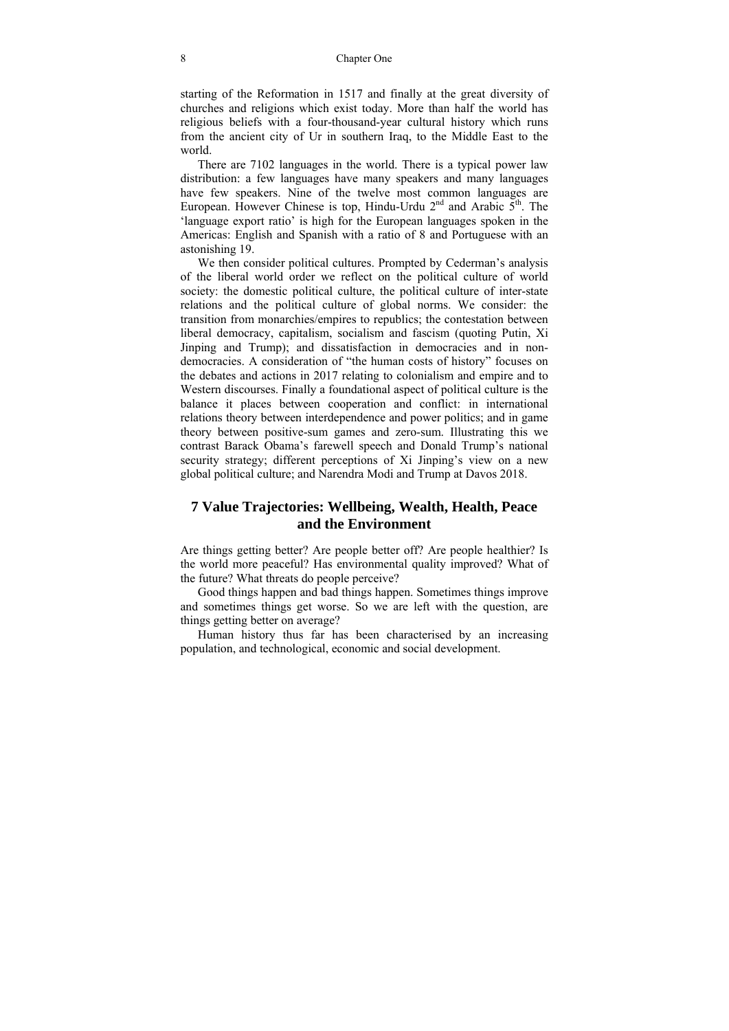starting of the Reformation in 1517 and finally at the great diversity of churches and religions which exist today. More than half the world has religious beliefs with a four-thousand-year cultural history which runs from the ancient city of Ur in southern Iraq, to the Middle East to the world.

There are 7102 languages in the world. There is a typical power law distribution: a few languages have many speakers and many languages have few speakers. Nine of the twelve most common languages are European. However Chinese is top, Hindu-Urdu 2nd and Arabic 5th. The 'language export ratio' is high for the European languages spoken in the Americas: English and Spanish with a ratio of 8 and Portuguese with an astonishing 19.

We then consider political cultures. Prompted by Cederman's analysis of the liberal world order we reflect on the political culture of world society: the domestic political culture, the political culture of inter-state relations and the political culture of global norms. We consider: the transition from monarchies/empires to republics; the contestation between liberal democracy, capitalism, socialism and fascism (quoting Putin, Xi Jinping and Trump); and dissatisfaction in democracies and in non-democracies. A consideration of "the human costs of history" focuses on the debates and actions in 2017 relating to colonialism and empire and to Western discourses. Finally a foundational aspect of political culture is the balance it places between cooperation and conflict: in international relations theory between interdependence and power politics; and in game theory between positive-sum games and zero-sum. Illustrating this we contrast Barack Obama's farewell speech and Donald Trump's national security strategy; different perceptions of Xi Jinping's view on a new global political culture; and Narendra Modi and Trump at Davos 2018.

## 7 Value Trajectories: Wellbeing, Wealth, Health, Peace and the Environment

Are things getting better? Are people better off? Are people healthier? Is the world more peaceful? Has environmental quality improved? What of the future? What threats do people perceive?

Good things happen and bad things happen. Sometimes things improve and sometimes things get worse. So we are left with the question, are things getting better on average?

Human history thus far has been characterised by an increasing population, and technological, economic and social development.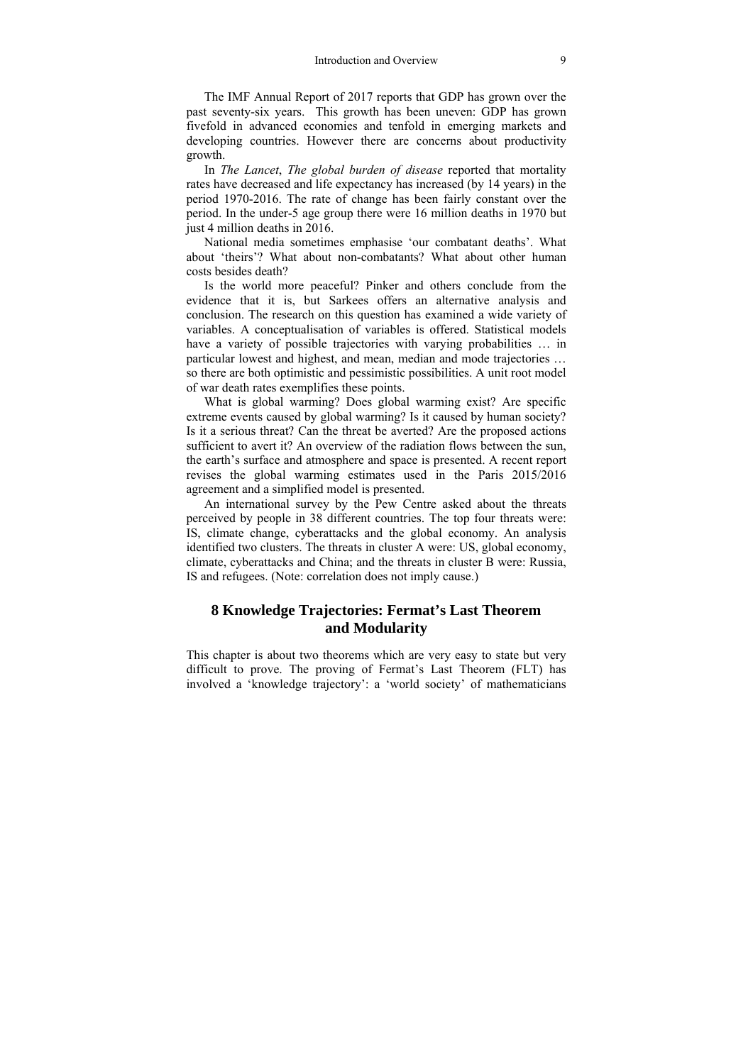The IMF Annual Report of 2017 reports that GDP has grown over the past seventy-six years.  This growth has been uneven: GDP has grown fivefold in advanced economies and tenfold in emerging markets and developing countries. However there are concerns about productivity growth.

In *The Lancet*, *The global burden of disease* reported that mortality rates have decreased and life expectancy has increased (by 14 years) in the period 1970-2016. The rate of change has been fairly constant over the period. In the under-5 age group there were 16 million deaths in 1970 but just 4 million deaths in 2016.

National media sometimes emphasise 'our combatant deaths'. What about 'theirs'? What about non-combatants? What about other human costs besides death?

Is the world more peaceful? Pinker and others conclude from the evidence that it is, but Sarkees offers an alternative analysis and conclusion. The research on this question has examined a wide variety of variables. A conceptualisation of variables is offered. Statistical models have a variety of possible trajectories with varying probabilities … in particular lowest and highest, and mean, median and mode trajectories … so there are both optimistic and pessimistic possibilities. A unit root model of war death rates exemplifies these points.

What is global warming? Does global warming exist? Are specific extreme events caused by global warming? Is it caused by human society? Is it a serious threat? Can the threat be averted? Are the proposed actions sufficient to avert it? An overview of the radiation flows between the sun, the earth's surface and atmosphere and space is presented. A recent report revises the global warming estimates used in the Paris 2015/2016 agreement and a simplified model is presented.

An international survey by the Pew Centre asked about the threats perceived by people in 38 different countries. The top four threats were: IS, climate change, cyberattacks and the global economy. An analysis identified two clusters. The threats in cluster A were: US, global economy, climate, cyberattacks and China; and the threats in cluster B were: Russia, IS and refugees. (Note: correlation does not imply cause.)

## 8 Knowledge Trajectories: Fermat's Last Theorem and Modularity

This chapter is about two theorems which are very easy to state but very difficult to prove. The proving of Fermat's Last Theorem (FLT) has involved a 'knowledge trajectory': a 'world society' of mathematicians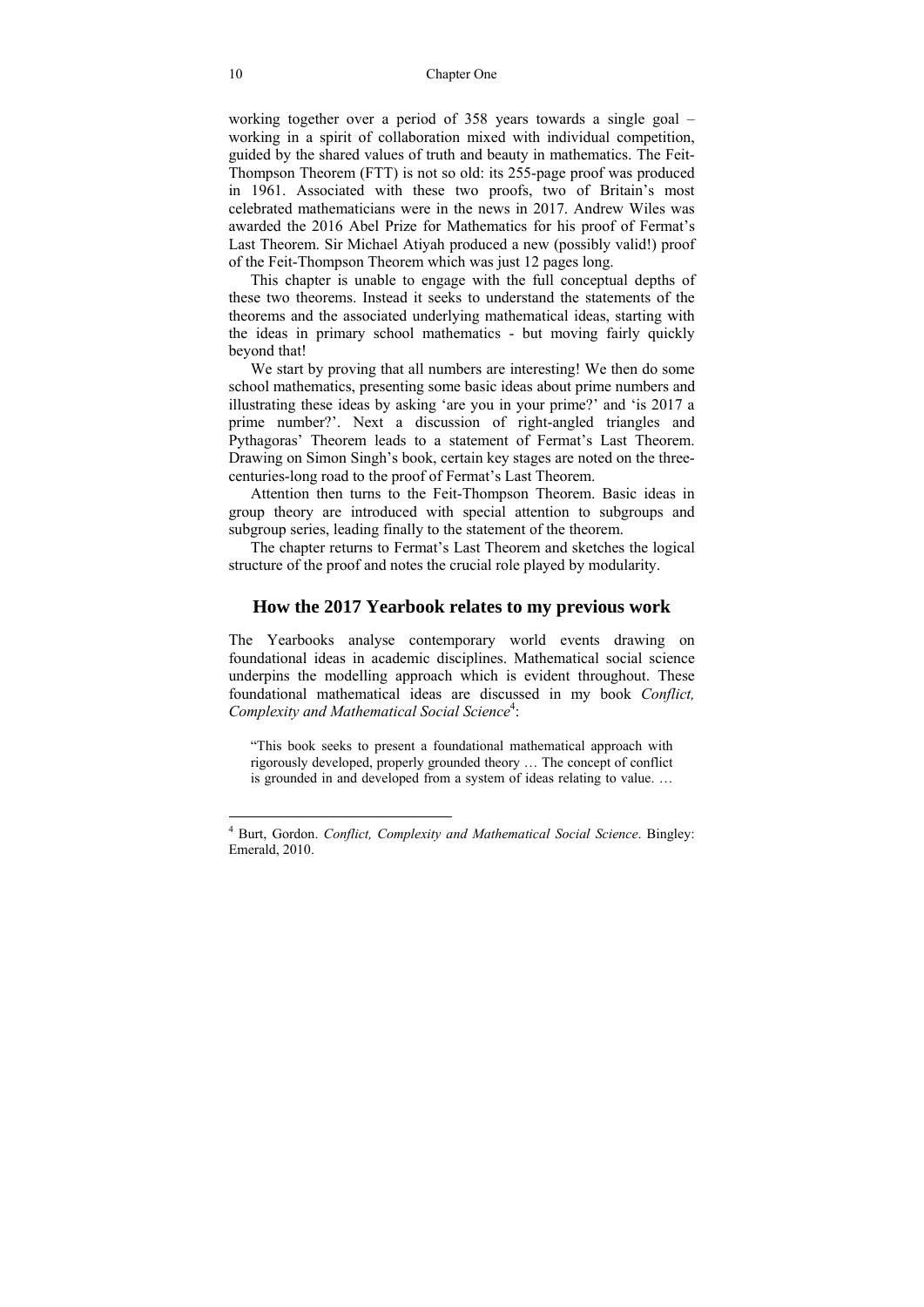working together over a period of 358 years towards a single goal – working in a spirit of collaboration mixed with individual competition, guided by the shared values of truth and beauty in mathematics. The Feit-Thompson Theorem (FTT) is not so old: its 255-page proof was produced in 1961. Associated with these two proofs, two of Britain's most celebrated mathematicians were in the news in 2017. Andrew Wiles was awarded the 2016 Abel Prize for Mathematics for his proof of Fermat's Last Theorem. Sir Michael Atiyah produced a new (possibly valid!) proof of the Feit-Thompson Theorem which was just 12 pages long.

This chapter is unable to engage with the full conceptual depths of these two theorems. Instead it seeks to understand the statements of the theorems and the associated underlying mathematical ideas, starting with the ideas in primary school mathematics - but moving fairly quickly beyond that!

We start by proving that all numbers are interesting! We then do some school mathematics, presenting some basic ideas about prime numbers and illustrating these ideas by asking 'are you in your prime?' and 'is 2017 a prime number?'. Next a discussion of right-angled triangles and Pythagoras' Theorem leads to a statement of Fermat's Last Theorem. Drawing on Simon Singh's book, certain key stages are noted on the three-centuries-long road to the proof of Fermat's Last Theorem.

Attention then turns to the Feit-Thompson Theorem. Basic ideas in group theory are introduced with special attention to subgroups and subgroup series, leading finally to the statement of the theorem.

The chapter returns to Fermat's Last Theorem and sketches the logical structure of the proof and notes the crucial role played by modularity.

## How the 2017 Yearbook relates to my previous work

The Yearbooks analyse contemporary world events drawing on foundational ideas in academic disciplines. Mathematical social science underpins the modelling approach which is evident throughout. These foundational mathematical ideas are discussed in my book *Conflict, Complexity and Mathematical Social Science*[4]:

> "This book seeks to present a foundational mathematical approach with rigorously developed, properly grounded theory … The concept of conflict is grounded in and developed from a system of ideas relating to value. …

[4] Burt, Gordon. *Conflict, Complexity and Mathematical Social Science*. Bingley: Emerald, 2010.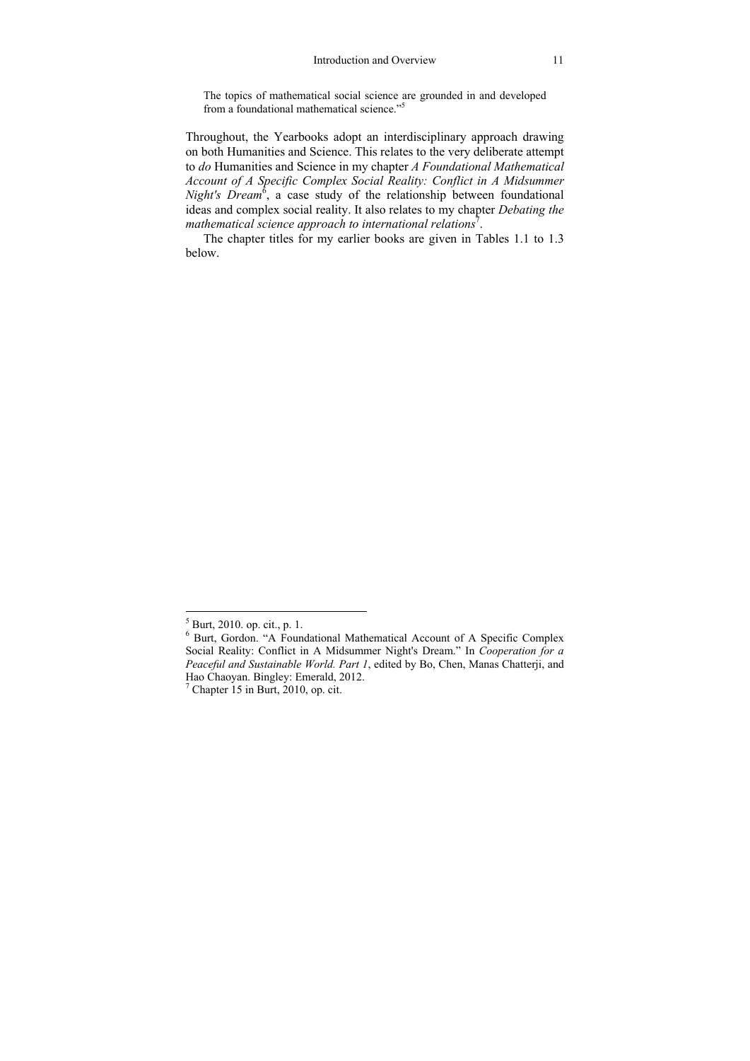The topics of mathematical social science are grounded in and developed from a foundational mathematical science."[5]

Throughout, the Yearbooks adopt an interdisciplinary approach drawing on both Humanities and Science. This relates to the very deliberate attempt to *do* Humanities and Science in my chapter *A Foundational Mathematical Account of A Specific Complex Social Reality: Conflict in A Midsummer Night's Dream*[6], a case study of the relationship between foundational ideas and complex social reality. It also relates to my chapter *Debating the mathematical science approach to international relations*[7].

The chapter titles for my earlier books are given in Tables 1.1 to 1.3 below.

---

[5] Burt, 2010. op. cit., p. 1.

[6] Burt, Gordon. "A Foundational Mathematical Account of A Specific Complex Social Reality: Conflict in A Midsummer Night's Dream." In *Cooperation for a Peaceful and Sustainable World. Part 1*, edited by Bo, Chen, Manas Chatterji, and Hao Chaoyan. Bingley: Emerald, 2012.

[7] Chapter 15 in Burt, 2010, op. cit.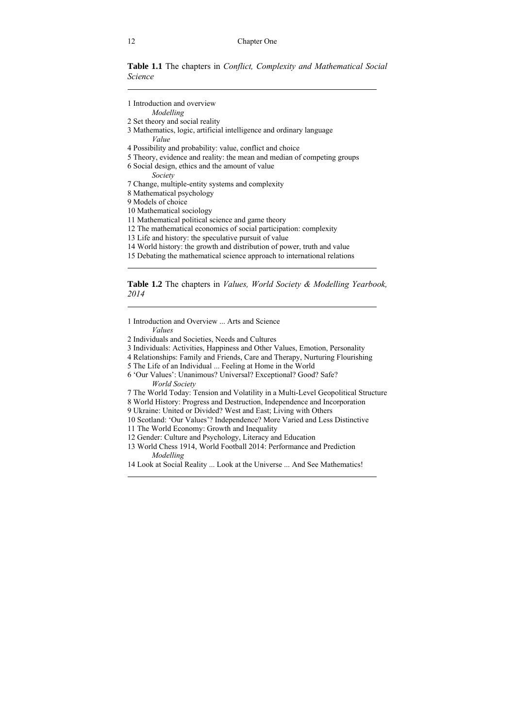**Table 1.1** The chapters in *Conflict, Complexity and Mathematical Social Science*

1 Introduction and overview

*Modelling*

2 Set theory and social reality

3 Mathematics, logic, artificial intelligence and ordinary language

*Value*

4 Possibility and probability: value, conflict and choice

5 Theory, evidence and reality: the mean and median of competing groups

6 Social design, ethics and the amount of value

*Society*

7 Change, multiple-entity systems and complexity

8 Mathematical psychology

9 Models of choice

10 Mathematical sociology

11 Mathematical political science and game theory

12 The mathematical economics of social participation: complexity

13 Life and history: the speculative pursuit of value

14 World history: the growth and distribution of power, truth and value

15 Debating the mathematical science approach to international relations

**Table 1.2** The chapters in *Values, World Society & Modelling Yearbook, 2014*

1 Introduction and Overview ... Arts and Science

*Values*

2 Individuals and Societies, Needs and Cultures

3 Individuals: Activities, Happiness and Other Values, Emotion, Personality

4 Relationships: Family and Friends, Care and Therapy, Nurturing Flourishing

5 The Life of an Individual ... Feeling at Home in the World

6 'Our Values': Unanimous? Universal? Exceptional? Good? Safe?

*World Society*

7 The World Today: Tension and Volatility in a Multi-Level Geopolitical Structure

8 World History: Progress and Destruction, Independence and Incorporation

9 Ukraine: United or Divided? West and East; Living with Others

10 Scotland: 'Our Values'? Independence? More Varied and Less Distinctive

11 The World Economy: Growth and Inequality

12 Gender: Culture and Psychology, Literacy and Education

13 World Chess 1914, World Football 2014: Performance and Prediction

*Modelling*

14 Look at Social Reality ... Look at the Universe ... And See Mathematics!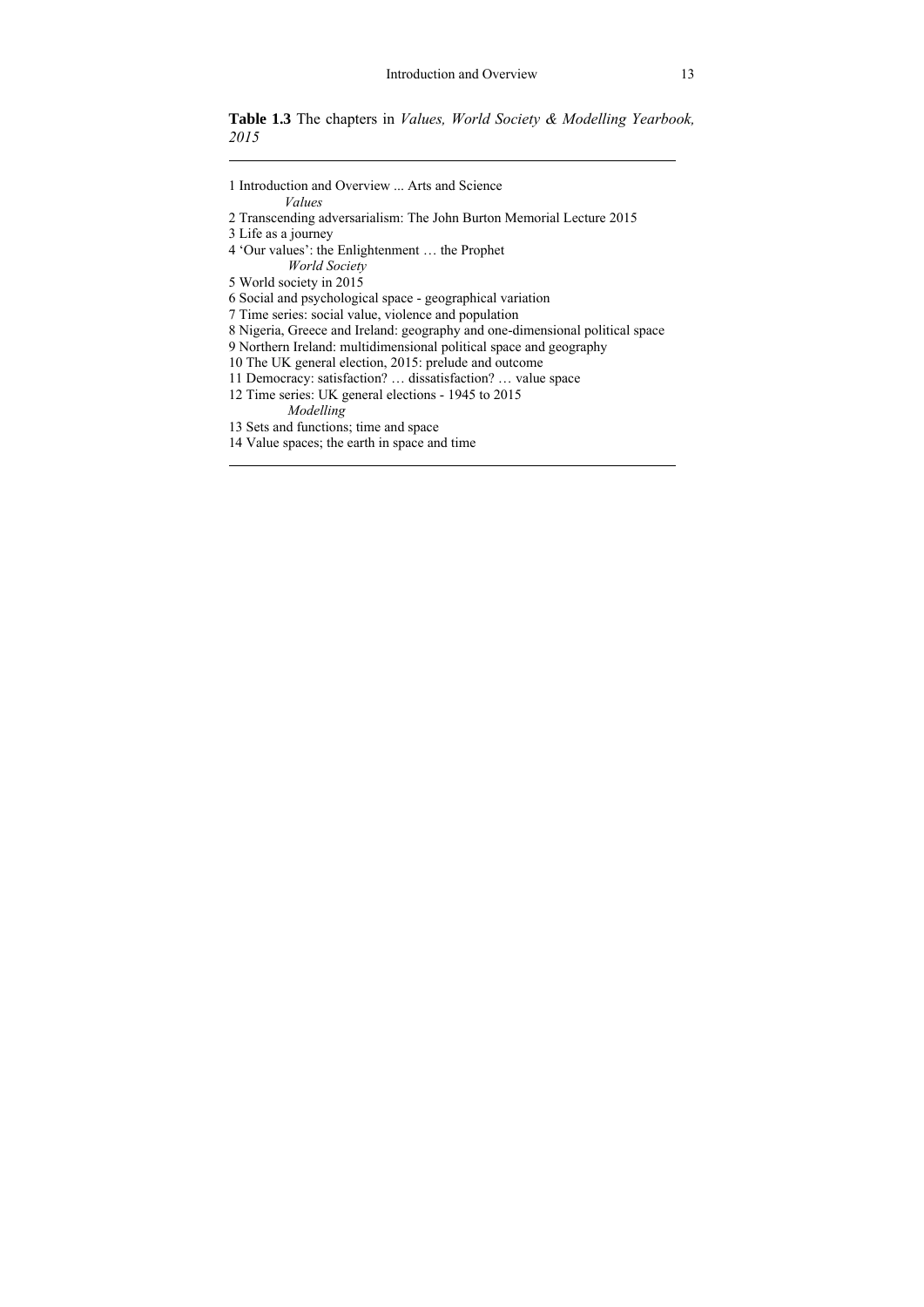**Table 1.3** The chapters in *Values, World Society & Modelling Yearbook, 2015*

1 Introduction and Overview ... Arts and Science

*Values*

2 Transcending adversarialism: The John Burton Memorial Lecture 2015

3 Life as a journey

4 'Our values': the Enlightenment … the Prophet

*World Society*

5 World society in 2015

6 Social and psychological space - geographical variation

7 Time series: social value, violence and population

8 Nigeria, Greece and Ireland: geography and one-dimensional political space

9 Northern Ireland: multidimensional political space and geography

10 The UK general election, 2015: prelude and outcome

11 Democracy: satisfaction? … dissatisfaction? … value space

12 Time series: UK general elections - 1945 to 2015

*Modelling*

13 Sets and functions; time and space

14 Value spaces; the earth in space and time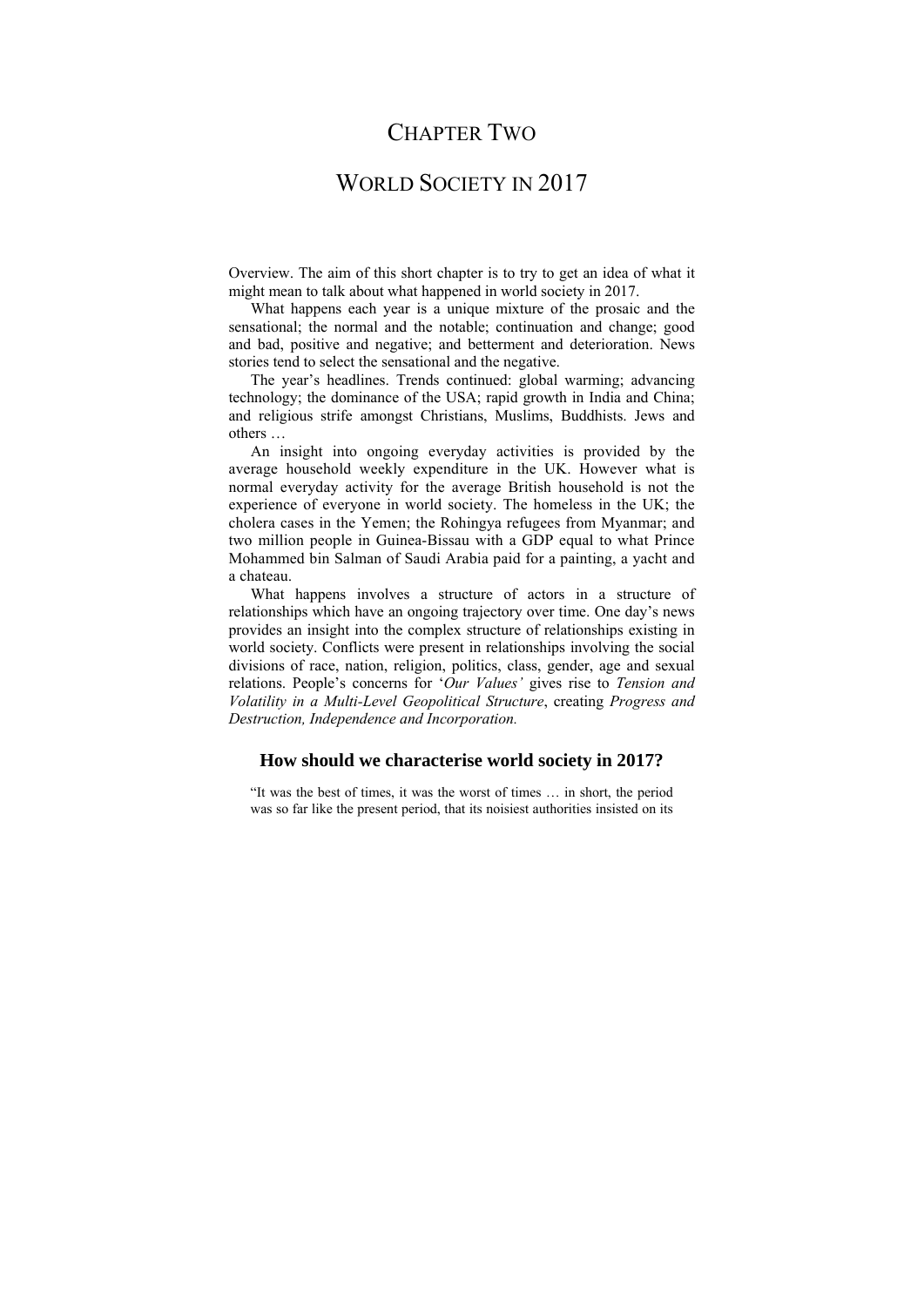# CHAPTER TWO

# WORLD SOCIETY IN 2017

Overview. The aim of this short chapter is to try to get an idea of what it might mean to talk about what happened in world society in 2017.

What happens each year is a unique mixture of the prosaic and the sensational; the normal and the notable; continuation and change; good and bad, positive and negative; and betterment and deterioration. News stories tend to select the sensational and the negative.

The year's headlines. Trends continued: global warming; advancing technology; the dominance of the USA; rapid growth in India and China; and religious strife amongst Christians, Muslims, Buddhists. Jews and others …

An insight into ongoing everyday activities is provided by the average household weekly expenditure in the UK. However what is normal everyday activity for the average British household is not the experience of everyone in world society. The homeless in the UK; the cholera cases in the Yemen; the Rohingya refugees from Myanmar; and two million people in Guinea-Bissau with a GDP equal to what Prince Mohammed bin Salman of Saudi Arabia paid for a painting, a yacht and a chateau.

What happens involves a structure of actors in a structure of relationships which have an ongoing trajectory over time. One day's news provides an insight into the complex structure of relationships existing in world society. Conflicts were present in relationships involving the social divisions of race, nation, religion, politics, class, gender, age and sexual relations. People's concerns for '*Our Values'* gives rise to *Tension and Volatility in a Multi-Level Geopolitical Structure*, creating *Progress and Destruction, Independence and Incorporation.*

### How should we characterise world society in 2017?

> "It was the best of times, it was the worst of times … in short, the period was so far like the present period, that its noisiest authorities insisted on its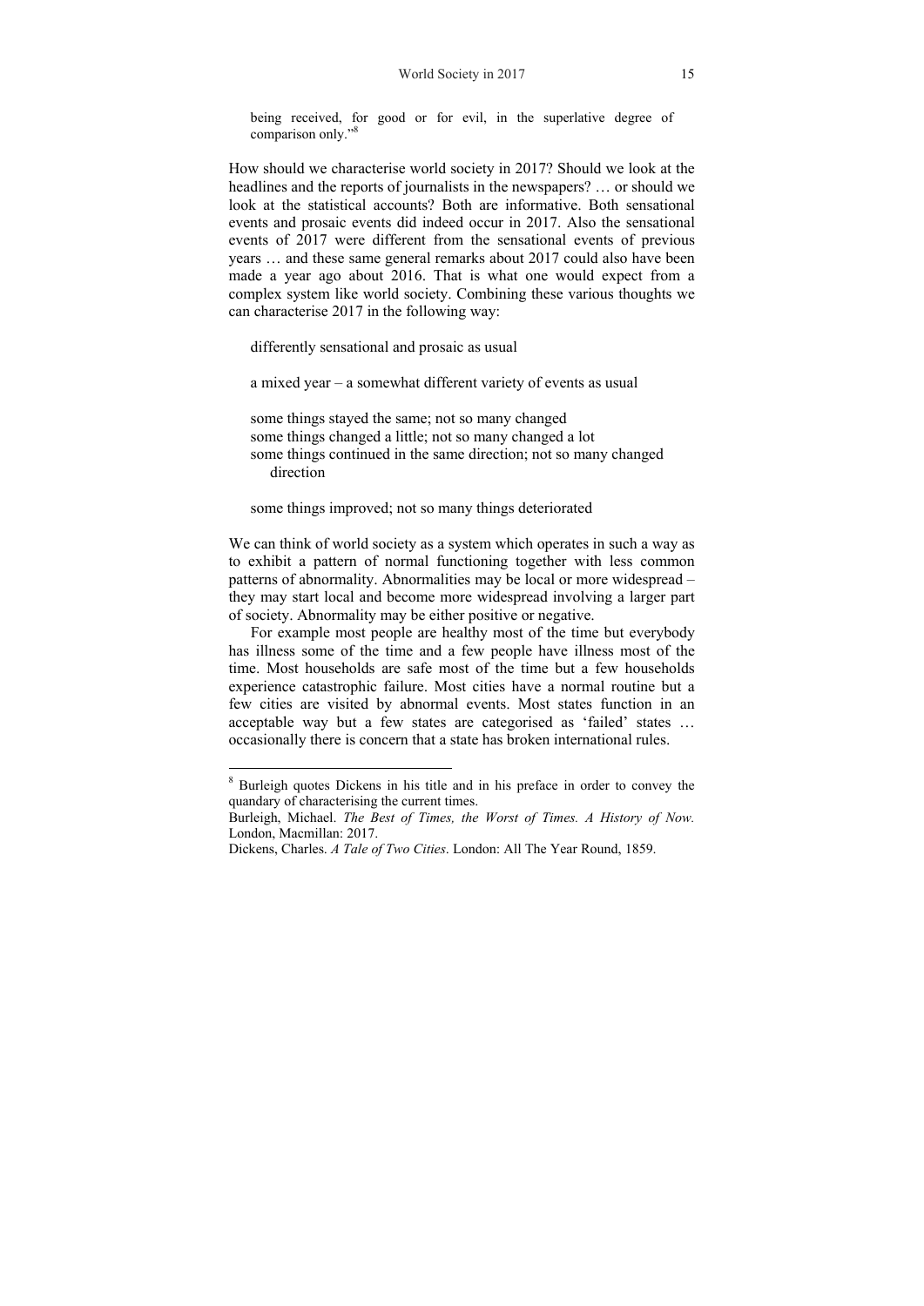> being received, for good or for evil, in the superlative degree of comparison only."[8]

How should we characterise world society in 2017? Should we look at the headlines and the reports of journalists in the newspapers? … or should we look at the statistical accounts? Both are informative. Both sensational events and prosaic events did indeed occur in 2017. Also the sensational events of 2017 were different from the sensational events of previous years … and these same general remarks about 2017 could also have been made a year ago about 2016. That is what one would expect from a complex system like world society. Combining these various thoughts we can characterise 2017 in the following way:

> differently sensational and prosaic as usual
>
> a mixed year – a somewhat different variety of events as usual
>
> some things stayed the same; not so many changed
> some things changed a little; not so many changed a lot
> some things continued in the same direction; not so many changed direction
>
> some things improved; not so many things deteriorated

We can think of world society as a system which operates in such a way as to exhibit a pattern of normal functioning together with less common patterns of abnormality. Abnormalities may be local or more widespread – they may start local and become more widespread involving a larger part of society. Abnormality may be either positive or negative.

For example most people are healthy most of the time but everybody has illness some of the time and a few people have illness most of the time. Most households are safe most of the time but a few households experience catastrophic failure. Most cities have a normal routine but a few cities are visited by abnormal events. Most states function in an acceptable way but a few states are categorised as 'failed' states … occasionally there is concern that a state has broken international rules.

---

[8] Burleigh quotes Dickens in his title and in his preface in order to convey the quandary of characterising the current times.

Burleigh, Michael. *The Best of Times, the Worst of Times. A History of Now.* London, Macmillan: 2017.

Dickens, Charles. *A Tale of Two Cities*. London: All The Year Round, 1859.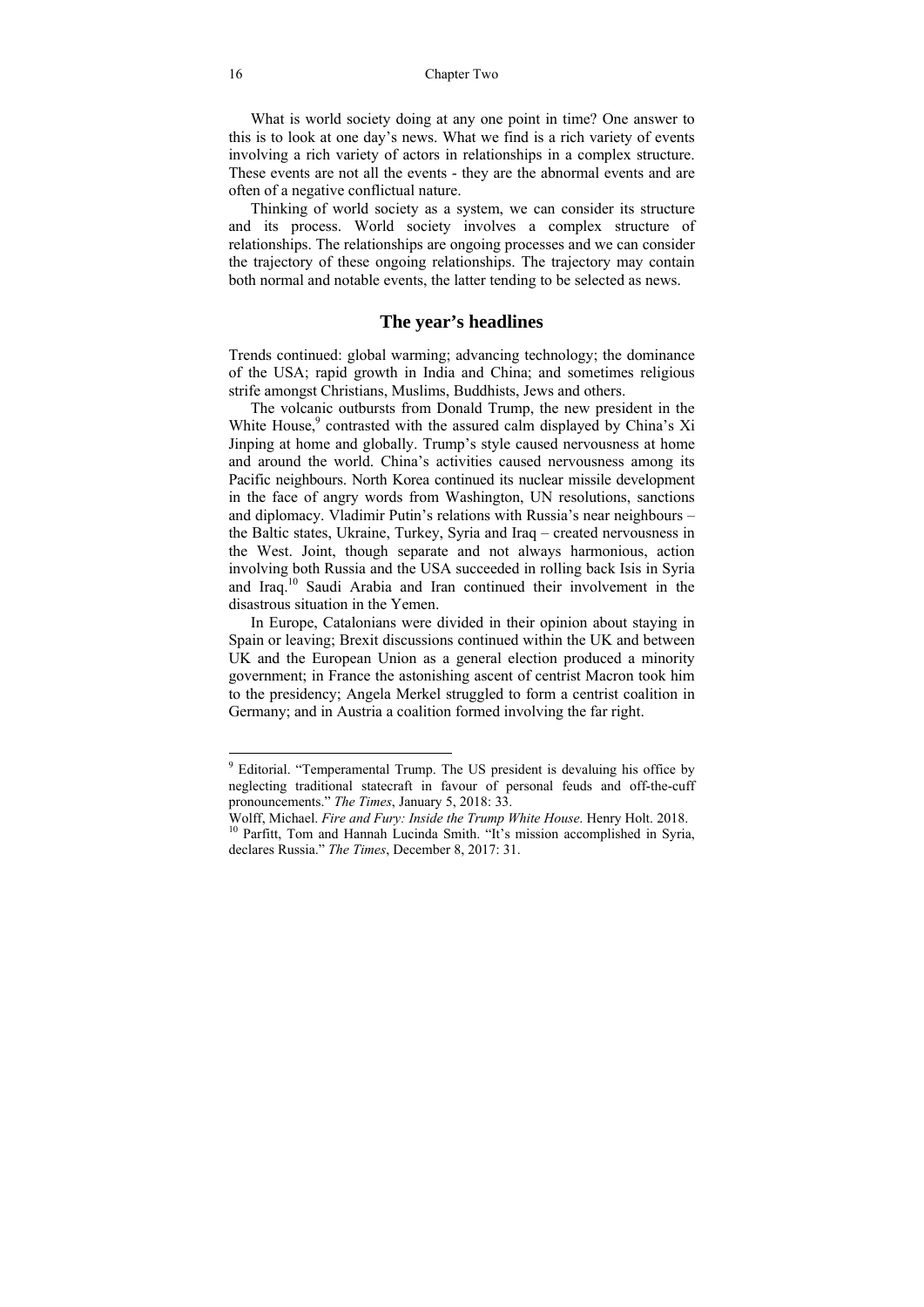What is world society doing at any one point in time? One answer to this is to look at one day's news. What we find is a rich variety of events involving a rich variety of actors in relationships in a complex structure. These events are not all the events - they are the abnormal events and are often of a negative conflictual nature.

Thinking of world society as a system, we can consider its structure and its process. World society involves a complex structure of relationships. The relationships are ongoing processes and we can consider the trajectory of these ongoing relationships. The trajectory may contain both normal and notable events, the latter tending to be selected as news.

## The year's headlines

Trends continued: global warming; advancing technology; the dominance of the USA; rapid growth in India and China; and sometimes religious strife amongst Christians, Muslims, Buddhists, Jews and others.

The volcanic outbursts from Donald Trump, the new president in the White House,[9] contrasted with the assured calm displayed by China's Xi Jinping at home and globally. Trump's style caused nervousness at home and around the world. China's activities caused nervousness among its Pacific neighbours. North Korea continued its nuclear missile development in the face of angry words from Washington, UN resolutions, sanctions and diplomacy. Vladimir Putin's relations with Russia's near neighbours – the Baltic states, Ukraine, Turkey, Syria and Iraq – created nervousness in the West. Joint, though separate and not always harmonious, action involving both Russia and the USA succeeded in rolling back Isis in Syria and Iraq.[10] Saudi Arabia and Iran continued their involvement in the disastrous situation in the Yemen.

In Europe, Catalonians were divided in their opinion about staying in Spain or leaving; Brexit discussions continued within the UK and between UK and the European Union as a general election produced a minority government; in France the astonishing ascent of centrist Macron took him to the presidency; Angela Merkel struggled to form a centrist coalition in Germany; and in Austria a coalition formed involving the far right.

---

[9] Editorial. "Temperamental Trump. The US president is devaluing his office by neglecting traditional statecraft in favour of personal feuds and off-the-cuff pronouncements." *The Times*, January 5, 2018: 33.

Wolff, Michael. *Fire and Fury: Inside the Trump White House*. Henry Holt. 2018.

[10] Parfitt, Tom and Hannah Lucinda Smith. "It's mission accomplished in Syria, declares Russia." *The Times*, December 8, 2017: 31.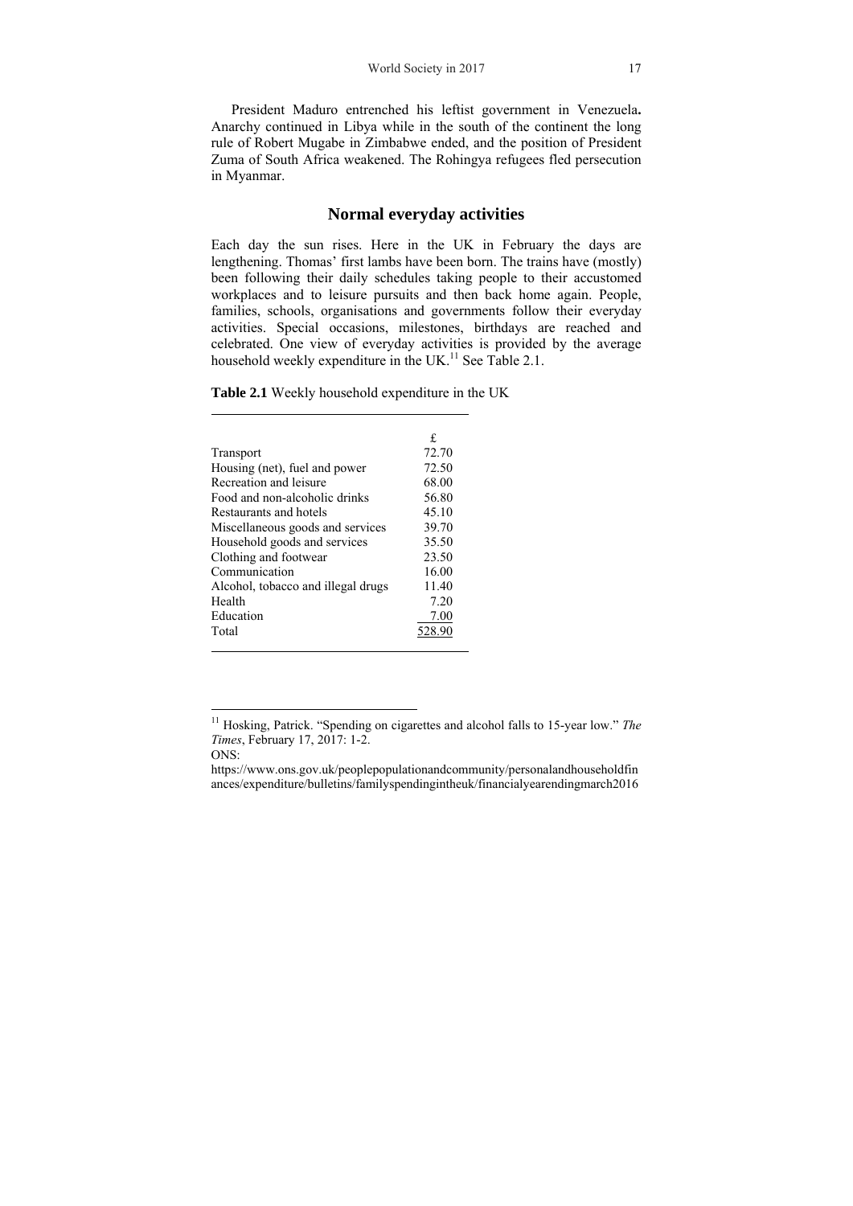President Maduro entrenched his leftist government in Venezuela**.** Anarchy continued in Libya while in the south of the continent the long rule of Robert Mugabe in Zimbabwe ended, and the position of President Zuma of South Africa weakened. The Rohingya refugees fled persecution in Myanmar.

## Normal everyday activities

Each day the sun rises. Here in the UK in February the days are lengthening. Thomas' first lambs have been born. The trains have (mostly) been following their daily schedules taking people to their accustomed workplaces and to leisure pursuits and then back home again. People, families, schools, organisations and governments follow their everyday activities. Special occasions, milestones, birthdays are reached and celebrated. One view of everyday activities is provided by the average household weekly expenditure in the UK.[11] See Table 2.1.

**Table 2.1** Weekly household expenditure in the UK

| | £ |
|---|---|
| Transport | 72.70 |
| Housing (net), fuel and power | 72.50 |
| Recreation and leisure | 68.00 |
| Food and non-alcoholic drinks | 56.80 |
| Restaurants and hotels | 45.10 |
| Miscellaneous goods and services | 39.70 |
| Household goods and services | 35.50 |
| Clothing and footwear | 23.50 |
| Communication | 16.00 |
| Alcohol, tobacco and illegal drugs | 11.40 |
| Health | 7.20 |
| Education | 7.00 |
| Total | 528.90 |

[11] Hosking, Patrick. "Spending on cigarettes and alcohol falls to 15-year low." *The Times*, February 17, 2017: 1-2.
ONS:
https://www.ons.gov.uk/peoplepopulationandcommunity/personalandhouseholdfinances/expenditure/bulletins/familyspendingintheuk/financialyearendingmarch2016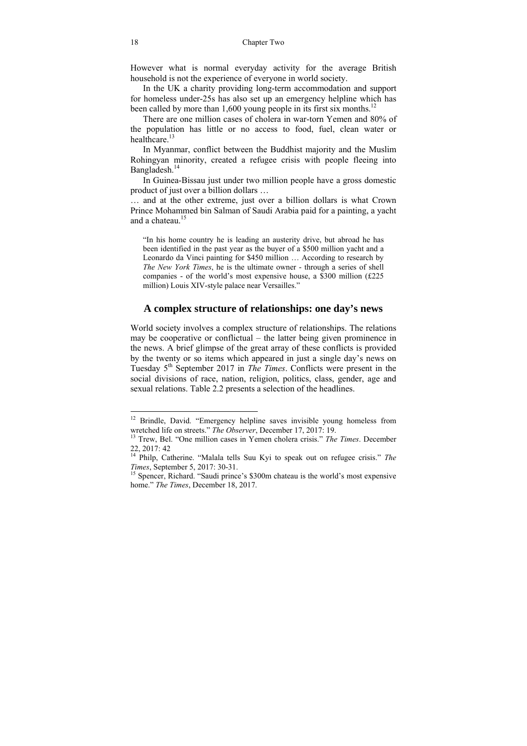However what is normal everyday activity for the average British household is not the experience of everyone in world society.

In the UK a charity providing long-term accommodation and support for homeless under-25s has also set up an emergency helpline which has been called by more than 1,600 young people in its first six months.[12]

There are one million cases of cholera in war-torn Yemen and 80% of the population has little or no access to food, fuel, clean water or healthcare.[13]

In Myanmar, conflict between the Buddhist majority and the Muslim Rohingyan minority, created a refugee crisis with people fleeing into Bangladesh.[14]

In Guinea-Bissau just under two million people have a gross domestic product of just over a billion dollars …

… and at the other extreme, just over a billion dollars is what Crown Prince Mohammed bin Salman of Saudi Arabia paid for a painting, a yacht and a chateau.[15]

> "In his home country he is leading an austerity drive, but abroad he has been identified in the past year as the buyer of a $500 million yacht and a Leonardo da Vinci painting for $450 million … According to research by *The New York Times*, he is the ultimate owner - through a series of shell companies - of the world's most expensive house, a $300 million (£225 million) Louis XIV-style palace near Versailles."

## A complex structure of relationships: one day's news

World society involves a complex structure of relationships. The relations may be cooperative or conflictual – the latter being given prominence in the news. A brief glimpse of the great array of these conflicts is provided by the twenty or so items which appeared in just a single day's news on Tuesday 5th September 2017 in *The Times*. Conflicts were present in the social divisions of race, nation, religion, politics, class, gender, age and sexual relations. Table 2.2 presents a selection of the headlines.

---

[12] Brindle, David. "Emergency helpline saves invisible young homeless from wretched life on streets." *The Observer*, December 17, 2017: 19.

[13] Trew, Bel. "One million cases in Yemen cholera crisis." *The Times*. December 22, 2017: 42

[14] Philp, Catherine. "Malala tells Suu Kyi to speak out on refugee crisis." *The Times*, September 5, 2017: 30-31.

[15] Spencer, Richard. "Saudi prince's $300m chateau is the world's most expensive home." *The Times*, December 18, 2017.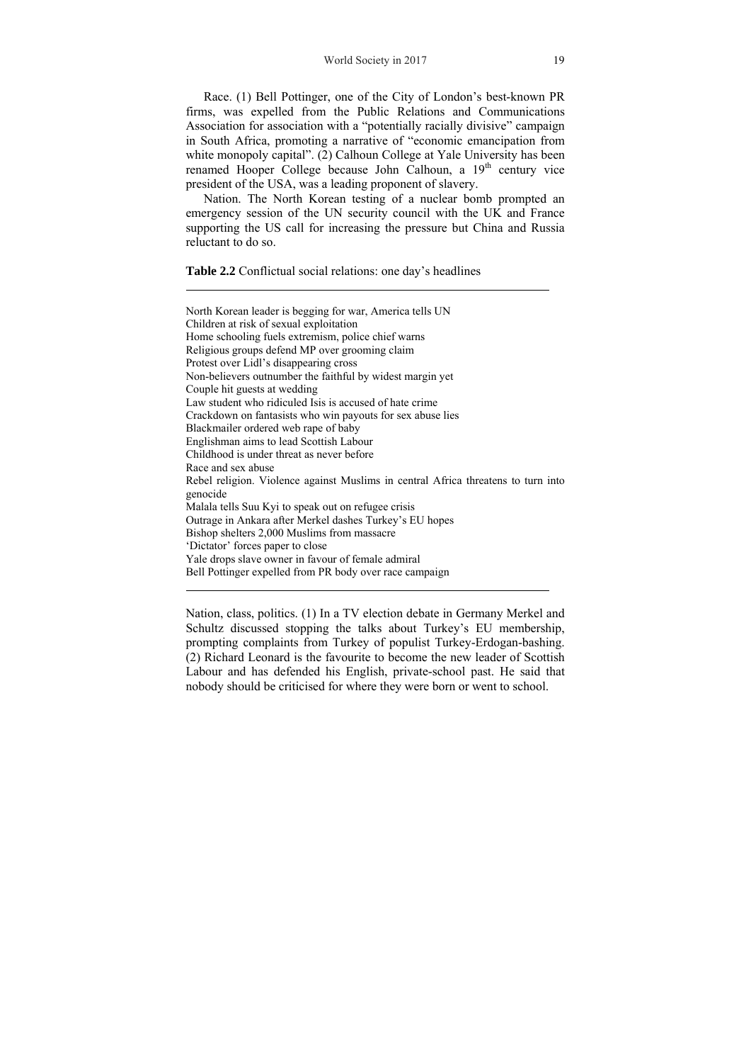Race. (1) Bell Pottinger, one of the City of London's best-known PR firms, was expelled from the Public Relations and Communications Association for association with a "potentially racially divisive" campaign in South Africa, promoting a narrative of "economic emancipation from white monopoly capital". (2) Calhoun College at Yale University has been renamed Hooper College because John Calhoun, a 19th century vice president of the USA, was a leading proponent of slavery.

Nation. The North Korean testing of a nuclear bomb prompted an emergency session of the UN security council with the UK and France supporting the US call for increasing the pressure but China and Russia reluctant to do so.

**Table 2.2** Conflictual social relations: one day's headlines

| |
|---|
| North Korean leader is begging for war, America tells UN |
| Children at risk of sexual exploitation |
| Home schooling fuels extremism, police chief warns |
| Religious groups defend MP over grooming claim |
| Protest over Lidl's disappearing cross |
| Non-believers outnumber the faithful by widest margin yet |
| Couple hit guests at wedding |
| Law student who ridiculed Isis is accused of hate crime |
| Crackdown on fantasists who win payouts for sex abuse lies |
| Blackmailer ordered web rape of baby |
| Englishman aims to lead Scottish Labour |
| Childhood is under threat as never before |
| Race and sex abuse |
| Rebel religion. Violence against Muslims in central Africa threatens to turn into genocide |
| Malala tells Suu Kyi to speak out on refugee crisis |
| Outrage in Ankara after Merkel dashes Turkey's EU hopes |
| Bishop shelters 2,000 Muslims from massacre |
| 'Dictator' forces paper to close |
| Yale drops slave owner in favour of female admiral |
| Bell Pottinger expelled from PR body over race campaign |

Nation, class, politics. (1) In a TV election debate in Germany Merkel and Schultz discussed stopping the talks about Turkey's EU membership, prompting complaints from Turkey of populist Turkey-Erdogan-bashing. (2) Richard Leonard is the favourite to become the new leader of Scottish Labour and has defended his English, private-school past. He said that nobody should be criticised for where they were born or went to school.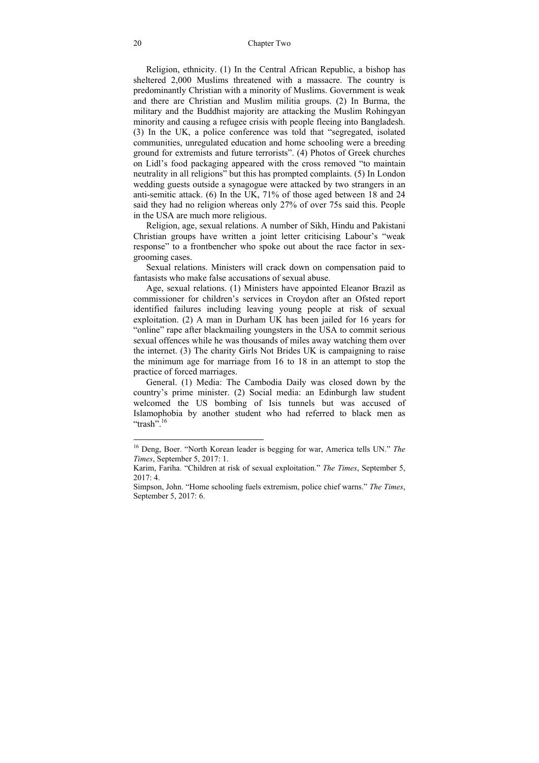Religion, ethnicity. (1) In the Central African Republic, a bishop has sheltered 2,000 Muslims threatened with a massacre. The country is predominantly Christian with a minority of Muslims. Government is weak and there are Christian and Muslim militia groups. (2) In Burma, the military and the Buddhist majority are attacking the Muslim Rohingyan minority and causing a refugee crisis with people fleeing into Bangladesh. (3) In the UK, a police conference was told that "segregated, isolated communities, unregulated education and home schooling were a breeding ground for extremists and future terrorists". (4) Photos of Greek churches on Lidl's food packaging appeared with the cross removed "to maintain neutrality in all religions" but this has prompted complaints. (5) In London wedding guests outside a synagogue were attacked by two strangers in an anti-semitic attack. (6) In the UK, 71% of those aged between 18 and 24 said they had no religion whereas only 27% of over 75s said this. People in the USA are much more religious.

Religion, age, sexual relations. A number of Sikh, Hindu and Pakistani Christian groups have written a joint letter criticising Labour's "weak response" to a frontbencher who spoke out about the race factor in sex-grooming cases.

Sexual relations. Ministers will crack down on compensation paid to fantasists who make false accusations of sexual abuse.

Age, sexual relations. (1) Ministers have appointed Eleanor Brazil as commissioner for children's services in Croydon after an Ofsted report identified failures including leaving young people at risk of sexual exploitation. (2) A man in Durham UK has been jailed for 16 years for "online" rape after blackmailing youngsters in the USA to commit serious sexual offences while he was thousands of miles away watching them over the internet. (3) The charity Girls Not Brides UK is campaigning to raise the minimum age for marriage from 16 to 18 in an attempt to stop the practice of forced marriages.

General. (1) Media: The Cambodia Daily was closed down by the country's prime minister. (2) Social media: an Edinburgh law student welcomed the US bombing of Isis tunnels but was accused of Islamophobia by another student who had referred to black men as "trash".[16]

---

[16] Deng, Boer. "North Korean leader is begging for war, America tells UN." *The Times*, September 5, 2017: 1.

Karim, Fariha. "Children at risk of sexual exploitation." *The Times*, September 5, 2017: 4.

Simpson, John. "Home schooling fuels extremism, police chief warns." *The Times*, September 5, 2017: 6.